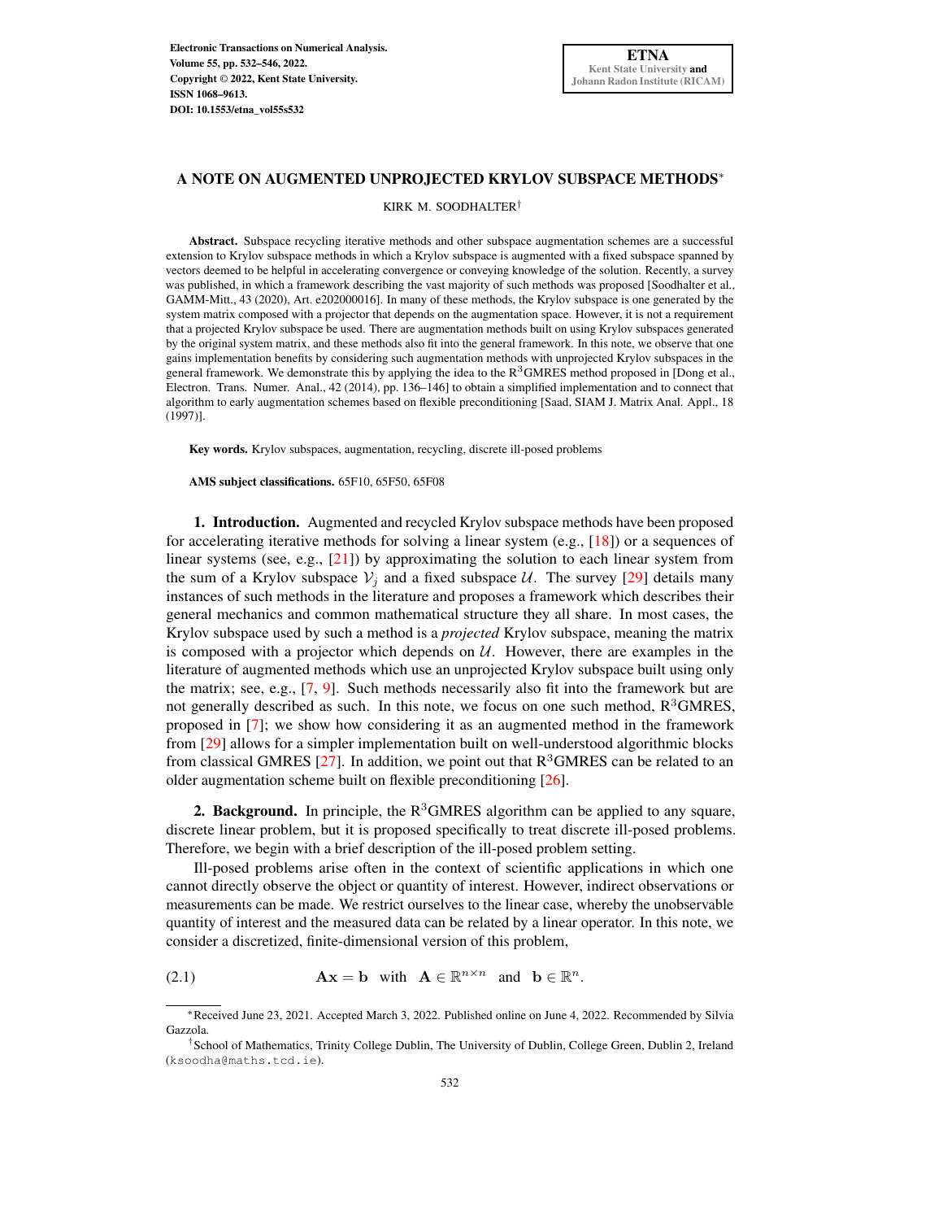# A NOTE ON AUGMENTED UNPROJECTED KRYLOV SUBSPACE METHODS*

KIRK M. SOODHALTER†

**Abstract.** Subspace recycling iterative methods and other subspace augmentation schemes are a successful extension to Krylov subspace methods in which a Krylov subspace is augmented with a fixed subspace spanned by vectors deemed to be helpful in accelerating convergence or conveying knowledge of the solution. Recently, a survey was published, in which a framework describing the vast majority of such methods was proposed [Soodhalter et al., GAMM-Mitt., 43 (2020), Art. e202000016]. In many of these methods, the Krylov subspace is one generated by the system matrix composed with a projector that depends on the augmentation space. However, it is not a requirement that a projected Krylov subspace be used. There are augmentation methods built on using Krylov subspaces generated by the original system matrix, and these methods also fit into the general framework. In this note, we observe that one gains implementation benefits by considering such augmentation methods with unprojected Krylov subspaces in the general framework. We demonstrate this by applying the idea to the R$^3$GMRES method proposed in [Dong et al., Electron. Trans. Numer. Anal., 42 (2014), pp. 136–146] to obtain a simplified implementation and to connect that algorithm to early augmentation schemes based on flexible preconditioning [Saad, SIAM J. Matrix Anal. Appl., 18 (1997)].

**Key words.** Krylov subspaces, augmentation, recycling, discrete ill-posed problems

**AMS subject classifications.** 65F10, 65F50, 65F08

## 1. Introduction.

Augmented and recycled Krylov subspace methods have been proposed for accelerating iterative methods for solving a linear system (e.g., [18]) or a sequences of linear systems (see, e.g., [21]) by approximating the solution to each linear system from the sum of a Krylov subspace $\mathcal{V}_j$ and a fixed subspace $\mathcal{U}$. The survey [29] details many instances of such methods in the literature and proposes a framework which describes their general mechanics and common mathematical structure they all share. In most cases, the Krylov subspace used by such a method is a *projected* Krylov subspace, meaning the matrix is composed with a projector which depends on $\mathcal{U}$. However, there are examples in the literature of augmented methods which use an unprojected Krylov subspace built using only the matrix; see, e.g., [7, 9]. Such methods necessarily also fit into the framework but are not generally described as such. In this note, we focus on one such method, R$^3$GMRES, proposed in [7]; we show how considering it as an augmented method in the framework from [29] allows for a simpler implementation built on well-understood algorithmic blocks from classical GMRES [27]. In addition, we point out that R$^3$GMRES can be related to an older augmentation scheme built on flexible preconditioning [26].

## 2. Background.

In principle, the R$^3$GMRES algorithm can be applied to any square, discrete linear problem, but it is proposed specifically to treat discrete ill-posed problems. Therefore, we begin with a brief description of the ill-posed problem setting.

Ill-posed problems arise often in the context of scientific applications in which one cannot directly observe the object or quantity of interest. However, indirect observations or measurements can be made. We restrict ourselves to the linear case, whereby the unobservable quantity of interest and the measured data can be related by a linear operator. In this note, we consider a discretized, finite-dimensional version of this problem,

$$\mathbf{A}\mathbf{x} = \mathbf{b} \quad \text{with} \quad \mathbf{A} \in \mathbb{R}^{n\times n} \quad \text{and} \quad \mathbf{b} \in \mathbb{R}^n. \tag{2.1}$$

*Received June 23, 2021. Accepted March 3, 2022. Published online on June 4, 2022. Recommended by Silvia Gazzola.

†School of Mathematics, Trinity College Dublin, The University of Dublin, College Green, Dublin 2, Ireland (ksoodha@maths.tcd.ie).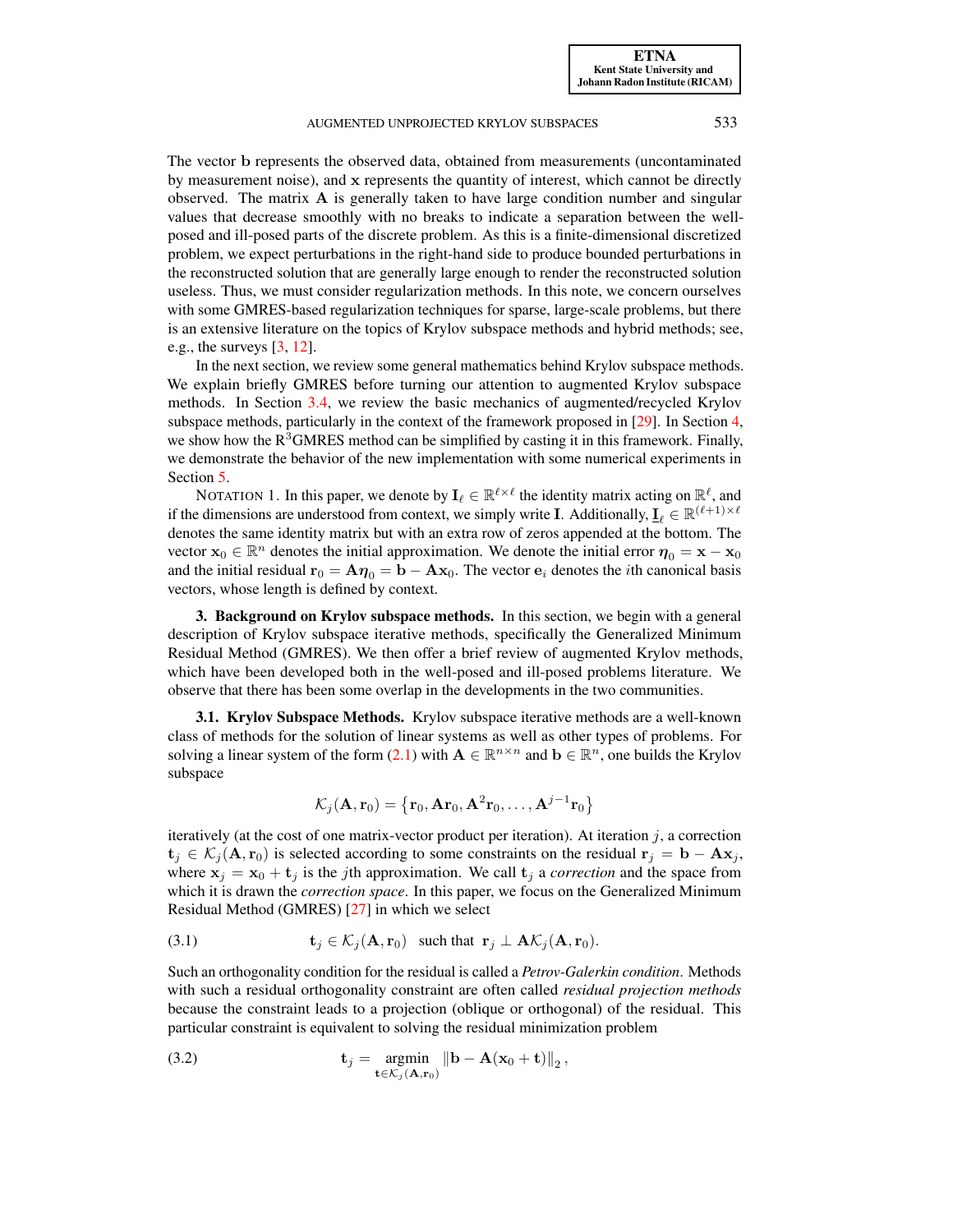The vector $\mathbf{b}$ represents the observed data, obtained from measurements (uncontaminated by measurement noise), and $\mathbf{x}$ represents the quantity of interest, which cannot be directly observed. The matrix $\mathbf{A}$ is generally taken to have large condition number and singular values that decrease smoothly with no breaks to indicate a separation between the well-posed and ill-posed parts of the discrete problem. As this is a finite-dimensional discretized problem, we expect perturbations in the right-hand side to produce bounded perturbations in the reconstructed solution that are generally large enough to render the reconstructed solution useless. Thus, we must consider regularization methods. In this note, we concern ourselves with some GMRES-based regularization techniques for sparse, large-scale problems, but there is an extensive literature on the topics of Krylov subspace methods and hybrid methods; see, e.g., the surveys [3, 12].

In the next section, we review some general mathematics behind Krylov subspace methods. We explain briefly GMRES before turning our attention to augmented Krylov subspace methods. In Section 3.4, we review the basic mechanics of augmented/recycled Krylov subspace methods, particularly in the context of the framework proposed in [29]. In Section 4, we show how the R$^3$GMRES method can be simplified by casting it in this framework. Finally, we demonstrate the behavior of the new implementation with some numerical experiments in Section 5.

NOTATION 1. In this paper, we denote by $\mathbf{I}_\ell \in \mathbb{R}^{\ell\times\ell}$ the identity matrix acting on $\mathbb{R}^\ell$, and if the dimensions are understood from context, we simply write $\mathbf{I}$. Additionally, $\underline{\mathbf{I}}_\ell \in \mathbb{R}^{(\ell+1)\times\ell}$ denotes the same identity matrix but with an extra row of zeros appended at the bottom. The vector $\mathbf{x}_0 \in \mathbb{R}^n$ denotes the initial approximation. We denote the initial error $\boldsymbol{\eta}_0 = \mathbf{x} - \mathbf{x}_0$ and the initial residual $\mathbf{r}_0 = \mathbf{A}\boldsymbol{\eta}_0 = \mathbf{b} - \mathbf{A}\mathbf{x}_0$. The vector $\mathbf{e}_i$ denotes the $i$th canonical basis vectors, whose length is defined by context.

## 3. Background on Krylov subspace methods.

In this section, we begin with a general description of Krylov subspace iterative methods, specifically the Generalized Minimum Residual Method (GMRES). We then offer a brief review of augmented Krylov methods, which have been developed both in the well-posed and ill-posed problems literature. We observe that there has been some overlap in the developments in the two communities.

### 3.1. Krylov Subspace Methods.

Krylov subspace iterative methods are a well-known class of methods for the solution of linear systems as well as other types of problems. For solving a linear system of the form (2.1) with $\mathbf{A} \in \mathbb{R}^{n\times n}$ and $\mathbf{b} \in \mathbb{R}^n$, one builds the Krylov subspace

$$\mathcal{K}_j(\mathbf{A}, \mathbf{r}_0) = \left\{\mathbf{r}_0, \mathbf{A}\mathbf{r}_0, \mathbf{A}^2\mathbf{r}_0, \ldots, \mathbf{A}^{j-1}\mathbf{r}_0\right\}$$

iteratively (at the cost of one matrix-vector product per iteration). At iteration $j$, a correction $\mathbf{t}_j \in \mathcal{K}_j(\mathbf{A}, \mathbf{r}_0)$ is selected according to some constraints on the residual $\mathbf{r}_j = \mathbf{b} - \mathbf{A}\mathbf{x}_j$, where $\mathbf{x}_j = \mathbf{x}_0 + \mathbf{t}_j$ is the $j$th approximation. We call $\mathbf{t}_j$ a *correction* and the space from which it is drawn the *correction space*. In this paper, we focus on the Generalized Minimum Residual Method (GMRES) [27] in which we select

$$\mathbf{t}_j \in \mathcal{K}_j(\mathbf{A}, \mathbf{r}_0) \quad \text{such that} \quad \mathbf{r}_j \perp \mathbf{A}\mathcal{K}_j(\mathbf{A}, \mathbf{r}_0). \tag{3.1}$$

Such an orthogonality condition for the residual is called a *Petrov-Galerkin condition*. Methods with such a residual orthogonality constraint are often called *residual projection methods* because the constraint leads to a projection (oblique or orthogonal) of the residual. This particular constraint is equivalent to solving the residual minimization problem

$$\mathbf{t}_j = \operatorname*{argmin}_{\mathbf{t}\in\mathcal{K}_j(\mathbf{A},\mathbf{r}_0)} \left\|\mathbf{b} - \mathbf{A}(\mathbf{x}_0 + \mathbf{t})\right\|_2, \tag{3.2}$$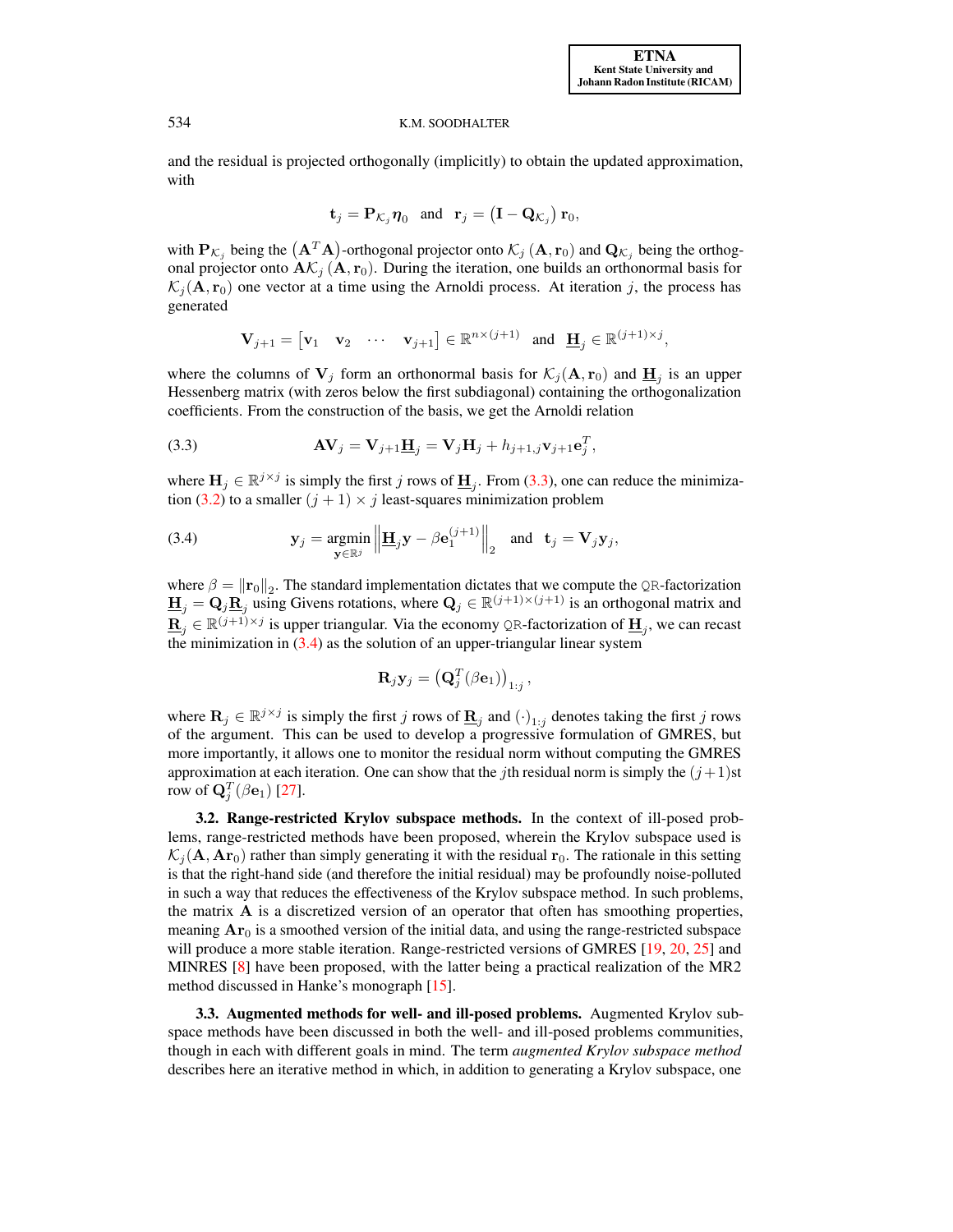and the residual is projected orthogonally (implicitly) to obtain the updated approximation, with

$$\mathbf{t}_j = \mathbf{P}_{\mathcal{K}_j}\boldsymbol{\eta}_0 \quad \text{and} \quad \mathbf{r}_j = \left(\mathbf{I} - \mathbf{Q}_{\mathcal{K}_j}\right)\mathbf{r}_0,$$

with $\mathbf{P}_{\mathcal{K}_j}$ being the $\left(\mathbf{A}^T\mathbf{A}\right)$-orthogonal projector onto $\mathcal{K}_j\left(\mathbf{A}, \mathbf{r}_0\right)$ and $\mathbf{Q}_{\mathcal{K}_j}$ being the orthogonal projector onto $\mathbf{A}\mathcal{K}_j\left(\mathbf{A}, \mathbf{r}_0\right)$. During the iteration, one builds an orthonormal basis for $\mathcal{K}_j(\mathbf{A}, \mathbf{r}_0)$ one vector at a time using the Arnoldi process. At iteration $j$, the process has generated

$$\mathbf{V}_{j+1} = \begin{bmatrix}\mathbf{v}_1 & \mathbf{v}_2 & \cdots & \mathbf{v}_{j+1}\end{bmatrix} \in \mathbb{R}^{n\times(j+1)} \quad \text{and} \quad \underline{\mathbf{H}}_j \in \mathbb{R}^{(j+1)\times j},$$

where the columns of $\mathbf{V}_j$ form an orthonormal basis for $\mathcal{K}_j(\mathbf{A}, \mathbf{r}_0)$ and $\underline{\mathbf{H}}_j$ is an upper Hessenberg matrix (with zeros below the first subdiagonal) containing the orthogonalization coefficients. From the construction of the basis, we get the Arnoldi relation

$$\mathbf{A}\mathbf{V}_j = \mathbf{V}_{j+1}\underline{\mathbf{H}}_j = \mathbf{V}_j\mathbf{H}_j + h_{j+1,j}\mathbf{v}_{j+1}\mathbf{e}_j^T, \tag{3.3}$$

where $\mathbf{H}_j \in \mathbb{R}^{j\times j}$ is simply the first $j$ rows of $\underline{\mathbf{H}}_j$. From (3.3), one can reduce the minimization (3.2) to a smaller $(j+1)\times j$ least-squares minimization problem

$$\mathbf{y}_j = \operatorname*{argmin}_{\mathbf{y}\in\mathbb{R}^j} \left\|\underline{\mathbf{H}}_j\mathbf{y} - \beta\mathbf{e}_1^{(j+1)}\right\|_2 \quad \text{and} \quad \mathbf{t}_j = \mathbf{V}_j\mathbf{y}_j, \tag{3.4}$$

where $\beta = \left\|\mathbf{r}_0\right\|_2$. The standard implementation dictates that we compute the QR-factorization $\underline{\mathbf{H}}_j = \mathbf{Q}_j\underline{\mathbf{R}}_j$ using Givens rotations, where $\mathbf{Q}_j \in \mathbb{R}^{(j+1)\times(j+1)}$ is an orthogonal matrix and $\underline{\mathbf{R}}_j \in \mathbb{R}^{(j+1)\times j}$ is upper triangular. Via the economy QR-factorization of $\underline{\mathbf{H}}_j$, we can recast the minimization in (3.4) as the solution of an upper-triangular linear system

$$\mathbf{R}_j\mathbf{y}_j = \left(\mathbf{Q}_j^T(\beta\mathbf{e}_1)\right)_{1:j},$$

where $\mathbf{R}_j \in \mathbb{R}^{j\times j}$ is simply the first $j$ rows of $\underline{\mathbf{R}}_j$ and $(\cdot)_{1:j}$ denotes taking the first $j$ rows of the argument. This can be used to develop a progressive formulation of GMRES, but more importantly, it allows one to monitor the residual norm without computing the GMRES approximation at each iteration. One can show that the $j$th residual norm is simply the $(j+1)$st row of $\mathbf{Q}_j^T(\beta\mathbf{e}_1)$ [27].

**3.2. Range-restricted Krylov subspace methods.** In the context of ill-posed problems, range-restricted methods have been proposed, wherein the Krylov subspace used is $\mathcal{K}_j(\mathbf{A}, \mathbf{A}\mathbf{r}_0)$ rather than simply generating it with the residual $\mathbf{r}_0$. The rationale in this setting is that the right-hand side (and therefore the initial residual) may be profoundly noise-polluted in such a way that reduces the effectiveness of the Krylov subspace method. In such problems, the matrix $\mathbf{A}$ is a discretized version of an operator that often has smoothing properties, meaning $\mathbf{A}\mathbf{r}_0$ is a smoothed version of the initial data, and using the range-restricted subspace will produce a more stable iteration. Range-restricted versions of GMRES [19, 20, 25] and MINRES [8] have been proposed, with the latter being a practical realization of the MR2 method discussed in Hanke's monograph [15].

**3.3. Augmented methods for well- and ill-posed problems.** Augmented Krylov subspace methods have been discussed in both the well- and ill-posed problems communities, though in each with different goals in mind. The term *augmented Krylov subspace method* describes here an iterative method in which, in addition to generating a Krylov subspace, one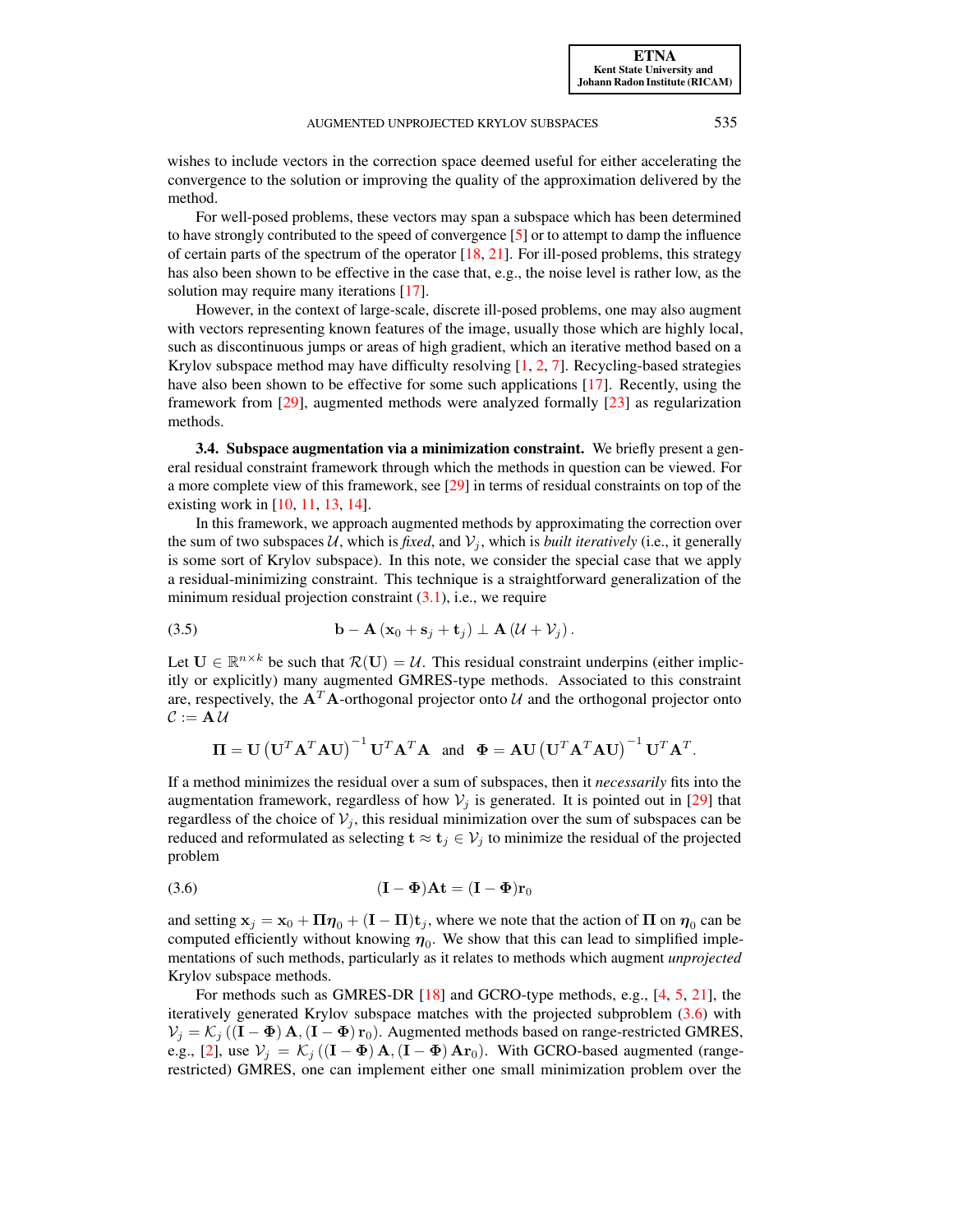wishes to include vectors in the correction space deemed useful for either accelerating the convergence to the solution or improving the quality of the approximation delivered by the method.

For well-posed problems, these vectors may span a subspace which has been determined to have strongly contributed to the speed of convergence [5] or to attempt to damp the influence of certain parts of the spectrum of the operator [18, 21]. For ill-posed problems, this strategy has also been shown to be effective in the case that, e.g., the noise level is rather low, as the solution may require many iterations [17].

However, in the context of large-scale, discrete ill-posed problems, one may also augment with vectors representing known features of the image, usually those which are highly local, such as discontinuous jumps or areas of high gradient, which an iterative method based on a Krylov subspace method may have difficulty resolving [1, 2, 7]. Recycling-based strategies have also been shown to be effective for some such applications [17]. Recently, using the framework from [29], augmented methods were analyzed formally [23] as regularization methods.

### 3.4. Subspace augmentation via a minimization constraint.

We briefly present a general residual constraint framework through which the methods in question can be viewed. For a more complete view of this framework, see [29] in terms of residual constraints on top of the existing work in [10, 11, 13, 14].

In this framework, we approach augmented methods by approximating the correction over the sum of two subspaces $\mathcal{U}$, which is *fixed*, and $\mathcal{V}_j$, which is *built iteratively* (i.e., it generally is some sort of Krylov subspace). In this note, we consider the special case that we apply a residual-minimizing constraint. This technique is a straightforward generalization of the minimum residual projection constraint (3.1), i.e., we require

$$\mathbf{b} - \mathbf{A}\left(\mathbf{x}_0 + \mathbf{s}_j + \mathbf{t}_j\right) \perp \mathbf{A}\left(\mathcal{U} + \mathcal{V}_j\right). \tag{3.5}$$

Let $\mathbf{U} \in \mathbb{R}^{n \times k}$ be such that $\mathcal{R}(\mathbf{U}) = \mathcal{U}$. This residual constraint underpins (either implicitly or explicitly) many augmented GMRES-type methods. Associated to this constraint are, respectively, the $\mathbf{A}^T\mathbf{A}$-orthogonal projector onto $\mathcal{U}$ and the orthogonal projector onto $\mathcal{C} := \mathbf{A}\,\mathcal{U}$

$$\mathbf{\Pi} = \mathbf{U}\left(\mathbf{U}^T\mathbf{A}^T\mathbf{A}\mathbf{U}\right)^{-1}\mathbf{U}^T\mathbf{A}^T\mathbf{A} \quad \text{and} \quad \mathbf{\Phi} = \mathbf{A}\mathbf{U}\left(\mathbf{U}^T\mathbf{A}^T\mathbf{A}\mathbf{U}\right)^{-1}\mathbf{U}^T\mathbf{A}^T.$$

If a method minimizes the residual over a sum of subspaces, then it *necessarily* fits into the augmentation framework, regardless of how $\mathcal{V}_j$ is generated. It is pointed out in [29] that regardless of the choice of $\mathcal{V}_j$, this residual minimization over the sum of subspaces can be reduced and reformulated as selecting $\mathbf{t} \approx \mathbf{t}_j \in \mathcal{V}_j$ to minimize the residual of the projected problem

$$(\mathbf{I} - \mathbf{\Phi})\mathbf{A}\mathbf{t} = (\mathbf{I} - \mathbf{\Phi})\mathbf{r}_0 \tag{3.6}$$

and setting $\mathbf{x}_j = \mathbf{x}_0 + \mathbf{\Pi}\boldsymbol{\eta}_0 + (\mathbf{I} - \mathbf{\Pi})\mathbf{t}_j$, where we note that the action of $\mathbf{\Pi}$ on $\boldsymbol{\eta}_0$ can be computed efficiently without knowing $\boldsymbol{\eta}_0$. We show that this can lead to simplified implementations of such methods, particularly as it relates to methods which augment *unprojected* Krylov subspace methods.

For methods such as GMRES-DR [18] and GCRO-type methods, e.g., [4, 5, 21], the iteratively generated Krylov subspace matches with the projected subproblem (3.6) with $\mathcal{V}_j = \mathcal{K}_j\left((\mathbf{I} - \mathbf{\Phi})\,\mathbf{A}, (\mathbf{I} - \mathbf{\Phi})\,\mathbf{r}_0\right)$. Augmented methods based on range-restricted GMRES, e.g., [2], use $\mathcal{V}_j = \mathcal{K}_j\left((\mathbf{I} - \mathbf{\Phi})\,\mathbf{A}, (\mathbf{I} - \mathbf{\Phi})\,\mathbf{A}\mathbf{r}_0\right)$. With GCRO-based augmented (range-restricted) GMRES, one can implement either one small minimization problem over the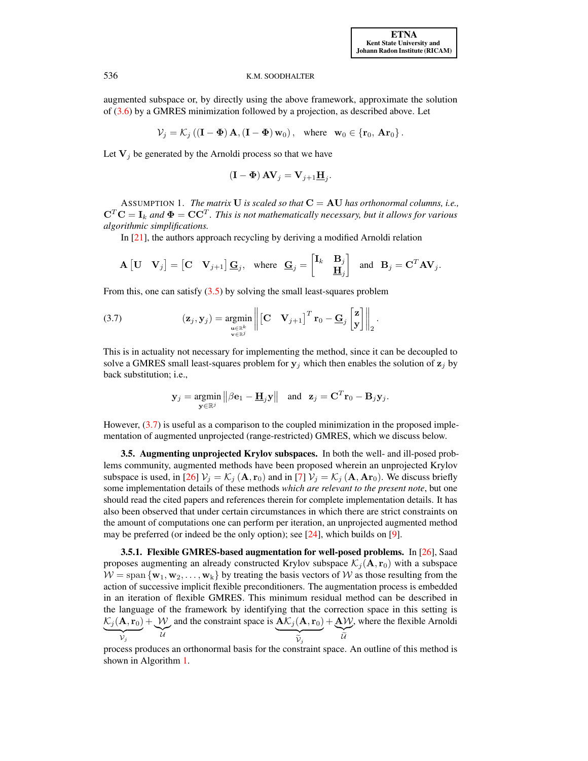augmented subspace or, by directly using the above framework, approximate the solution of (3.6) by a GMRES minimization followed by a projection, as described above. Let

$$\mathcal{V}_j = \mathcal{K}_j\left(\left(\mathbf{I} - \mathbf{\Phi}\right)\mathbf{A}, \left(\mathbf{I} - \mathbf{\Phi}\right)\mathbf{w}_0\right), \quad \text{where} \quad \mathbf{w}_0 \in \left\{\mathbf{r}_0,\, \mathbf{A}\mathbf{r}_0\right\}.$$

Let $\mathbf{V}_j$ be generated by the Arnoldi process so that we have

$$\left(\mathbf{I} - \mathbf{\Phi}\right)\mathbf{A}\mathbf{V}_j = \mathbf{V}_{j+1}\underline{\mathbf{H}}_j.$$

ASSUMPTION 1. *The matrix* $\mathbf{U}$ *is scaled so that* $\mathbf{C} = \mathbf{A}\mathbf{U}$ *has orthonormal columns, i.e.,* $\mathbf{C}^T\mathbf{C} = \mathbf{I}_k$ *and* $\mathbf{\Phi} = \mathbf{C}\mathbf{C}^T$. *This is not mathematically necessary, but it allows for various algorithmic simplifications.*

In [21], the authors approach recycling by deriving a modified Arnoldi relation

$$\mathbf{A}\begin{bmatrix}\mathbf{U} & \mathbf{V}_j\end{bmatrix} = \begin{bmatrix}\mathbf{C} & \mathbf{V}_{j+1}\end{bmatrix}\underline{\mathbf{G}}_j, \quad \text{where} \quad \underline{\mathbf{G}}_j = \begin{bmatrix}\mathbf{I}_k & \mathbf{B}_j \\ & \underline{\mathbf{H}}_j\end{bmatrix} \quad \text{and} \quad \mathbf{B}_j = \mathbf{C}^T\mathbf{A}\mathbf{V}_j.$$

From this, one can satisfy (3.5) by solving the small least-squares problem

$$(\mathbf{z}_j, \mathbf{y}_j) = \underset{\substack{\mathbf{u}\in\mathbb{R}^k \\ \mathbf{v}\in\mathbb{R}^j}}{\operatorname{argmin}} \left\| \begin{bmatrix}\mathbf{C} & \mathbf{V}_{j+1}\end{bmatrix}^T \mathbf{r}_0 - \underline{\mathbf{G}}_j \begin{bmatrix}\mathbf{z} \\ \mathbf{y}\end{bmatrix} \right\|_2. \tag{3.7}$$

This is in actuality not necessary for implementing the method, since it can be decoupled to solve a GMRES small least-squares problem for $\mathbf{y}_j$ which then enables the solution of $\mathbf{z}_j$ by back substitution; i.e.,

$$\mathbf{y}_j = \underset{\mathbf{y}\in\mathbb{R}^j}{\operatorname{argmin}} \left\|\beta\mathbf{e}_1 - \underline{\mathbf{H}}_j\mathbf{y}\right\| \quad \text{and} \quad \mathbf{z}_j = \mathbf{C}^T\mathbf{r}_0 - \mathbf{B}_j\mathbf{y}_j.$$

However, (3.7) is useful as a comparison to the coupled minimization in the proposed implementation of augmented unprojected (range-restricted) GMRES, which we discuss below.

### 3.5. Augmenting unprojected Krylov subspaces.

In both the well- and ill-posed problems community, augmented methods have been proposed wherein an unprojected Krylov subspace is used, in [26] $\mathcal{V}_j = \mathcal{K}_j\left(\mathbf{A}, \mathbf{r}_0\right)$ and in [7] $\mathcal{V}_j = \mathcal{K}_j\left(\mathbf{A}, \mathbf{A}\mathbf{r}_0\right)$. We discuss briefly some implementation details of these methods *which are relevant to the present note*, but one should read the cited papers and references therein for complete implementation details. It has also been observed that under certain circumstances in which there are strict constraints on the amount of computations one can perform per iteration, an unprojected augmented method may be preferred (or indeed be the only option); see [24], which builds on [9].

#### 3.5.1. Flexible GMRES-based augmentation for well-posed problems.

In [26], Saad proposes augmenting an already constructed Krylov subspace $\mathcal{K}_j(\mathbf{A}, \mathbf{r}_0)$ with a subspace $\mathcal{W} = \operatorname{span}\left\{\mathbf{w}_1, \mathbf{w}_2, \ldots, \mathbf{w}_k\right\}$ by treating the basis vectors of $\mathcal{W}$ as those resulting from the action of successive implicit flexible preconditioners. The augmentation process is embedded in an iteration of flexible GMRES. This minimum residual method can be described in the language of the framework by identifying that the correction space in this setting is $\underbrace{\mathcal{K}_j(\mathbf{A}, \mathbf{r}_0)}_{\mathcal{V}_j} + \underbrace{\mathcal{W}}_{\mathcal{U}}$ and the constraint space is $\underbrace{\mathbf{A}\mathcal{K}_j(\mathbf{A}, \mathbf{r}_0)}_{\widetilde{\mathcal{V}}_j} + \underbrace{\mathbf{A}\mathcal{W}}_{\widetilde{\mathcal{U}}}$, where the flexible Arnoldi process produces an orthonormal basis for the constraint space. An outline of this method is shown in Algorithm 1.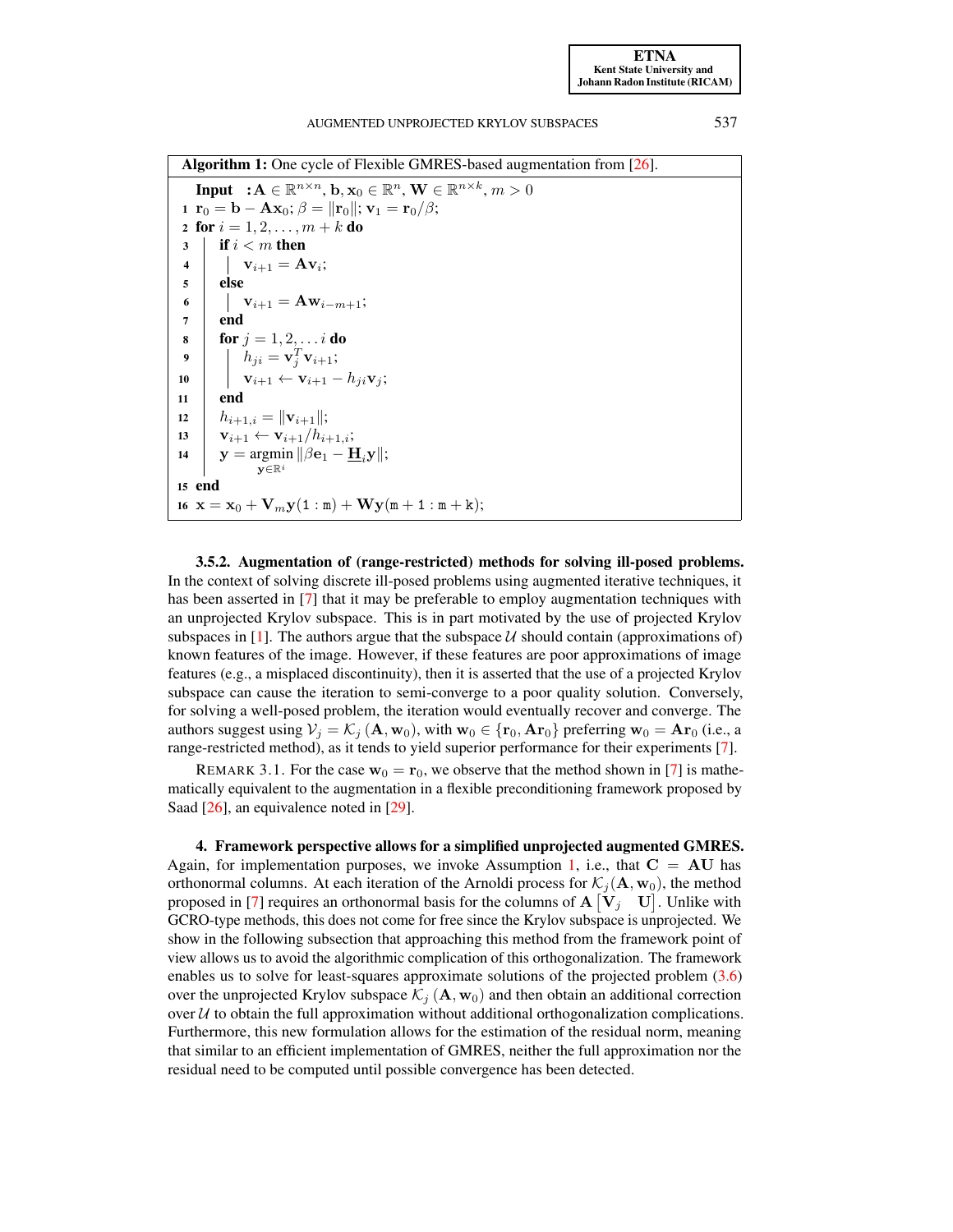**Algorithm 1:** One cycle of Flexible GMRES-based augmentation from [26].

```
Input  : A ∈ ℝ^{n×n}, b, x_0 ∈ ℝ^n, W ∈ ℝ^{n×k}, m > 0
1  r_0 = b − A x_0; β = ‖r_0‖; v_1 = r_0/β;
2  for i = 1, 2, ..., m + k do
3      if i < m then
4          v_{i+1} = A v_i;
5      else
6          v_{i+1} = A w_{i−m+1};
7      end
8      for j = 1, 2, ... i do
9          h_{ji} = v_j^T v_{i+1};
10         v_{i+1} ← v_{i+1} − h_{ji} v_j;
11     end
12     h_{i+1,i} = ‖v_{i+1}‖;
13     v_{i+1} ← v_{i+1}/h_{i+1,i};
14     y = argmin_{y ∈ ℝ^i} ‖β e_1 − H_i y‖;
15 end
16 x = x_0 + V_m y(1 : m) + W y(m + 1 : m + k);
```

**3.5.2. Augmentation of (range-restricted) methods for solving ill-posed problems.** In the context of solving discrete ill-posed problems using augmented iterative techniques, it has been asserted in [7] that it may be preferable to employ augmentation techniques with an unprojected Krylov subspace. This is in part motivated by the use of projected Krylov subspaces in [1]. The authors argue that the subspace $\mathcal{U}$ should contain (approximations of) known features of the image. However, if these features are poor approximations of image features (e.g., a misplaced discontinuity), then it is asserted that the use of a projected Krylov subspace can cause the iteration to semi-converge to a poor quality solution. Conversely, for solving a well-posed problem, the iteration would eventually recover and converge. The authors suggest using $\mathcal{V}_j = \mathcal{K}_j(\mathbf{A}, \mathbf{w}_0)$, with $\mathbf{w}_0 \in \{\mathbf{r}_0, \mathbf{A}\mathbf{r}_0\}$ preferring $\mathbf{w}_0 = \mathbf{A}\mathbf{r}_0$ (i.e., a range-restricted method), as it tends to yield superior performance for their experiments [7].

REMARK 3.1. For the case $\mathbf{w}_0 = \mathbf{r}_0$, we observe that the method shown in [7] is mathematically equivalent to the augmentation in a flexible preconditioning framework proposed by Saad [26], an equivalence noted in [29].

## 4. Framework perspective allows for a simplified unprojected augmented GMRES.

Again, for implementation purposes, we invoke Assumption 1, i.e., that $\mathbf{C} = \mathbf{A}\mathbf{U}$ has orthonormal columns. At each iteration of the Arnoldi process for $\mathcal{K}_j(\mathbf{A}, \mathbf{w}_0)$, the method proposed in [7] requires an orthonormal basis for the columns of $\mathbf{A}\begin{bmatrix}\mathbf{V}_j & \mathbf{U}\end{bmatrix}$. Unlike with GCRO-type methods, this does not come for free since the Krylov subspace is unprojected. We show in the following subsection that approaching this method from the framework point of view allows us to avoid the algorithmic complication of this orthogonalization. The framework enables us to solve for least-squares approximate solutions of the projected problem (3.6) over the unprojected Krylov subspace $\mathcal{K}_j(\mathbf{A}, \mathbf{w}_0)$ and then obtain an additional correction over $\mathcal{U}$ to obtain the full approximation without additional orthogonalization complications. Furthermore, this new formulation allows for the estimation of the residual norm, meaning that similar to an efficient implementation of GMRES, neither the full approximation nor the residual need to be computed until possible convergence has been detected.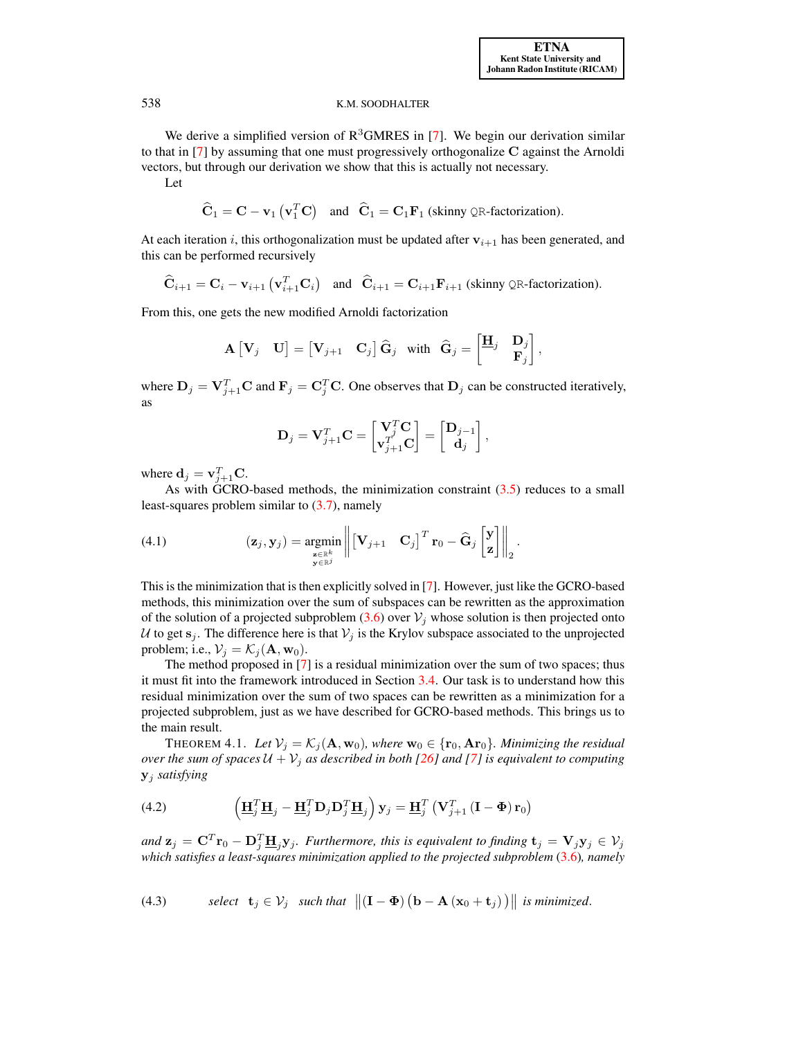We derive a simplified version of R$^3$GMRES in [7]. We begin our derivation similar to that in [7] by assuming that one must progressively orthogonalize $\mathbf{C}$ against the Arnoldi vectors, but through our derivation we show that this is actually not necessary.

Let

$$\widehat{\mathbf{C}}_1 = \mathbf{C} - \mathbf{v}_1\left(\mathbf{v}_1^T\mathbf{C}\right) \quad \text{and} \quad \widehat{\mathbf{C}}_1 = \mathbf{C}_1\mathbf{F}_1 \text{ (skinny QR-factorization).}$$

At each iteration $i$, this orthogonalization must be updated after $\mathbf{v}_{i+1}$ has been generated, and this can be performed recursively

$$\widehat{\mathbf{C}}_{i+1} = \mathbf{C}_i - \mathbf{v}_{i+1}\left(\mathbf{v}_{i+1}^T\mathbf{C}_i\right) \quad \text{and} \quad \widehat{\mathbf{C}}_{i+1} = \mathbf{C}_{i+1}\mathbf{F}_{i+1} \text{ (skinny QR-factorization).}$$

From this, one gets the new modified Arnoldi factorization

$$\mathbf{A}\begin{bmatrix}\mathbf{V}_j & \mathbf{U}\end{bmatrix} = \begin{bmatrix}\mathbf{V}_{j+1} & \mathbf{C}_j\end{bmatrix}\widehat{\mathbf{G}}_j \quad \text{with} \quad \widehat{\mathbf{G}}_j = \begin{bmatrix}\underline{\mathbf{H}}_j & \mathbf{D}_j \\ & \mathbf{F}_j\end{bmatrix},$$

where $\mathbf{D}_j = \mathbf{V}_{j+1}^T\mathbf{C}$ and $\mathbf{F}_j = \mathbf{C}_j^T\mathbf{C}$. One observes that $\mathbf{D}_j$ can be constructed iteratively, as

$$\mathbf{D}_j = \mathbf{V}_{j+1}^T\mathbf{C} = \begin{bmatrix}\mathbf{V}_j^T\mathbf{C} \\ \mathbf{v}_{j+1}^T\mathbf{C}\end{bmatrix} = \begin{bmatrix}\mathbf{D}_{j-1} \\ \mathbf{d}_j\end{bmatrix},$$

where $\mathbf{d}_j = \mathbf{v}_{j+1}^T\mathbf{C}$.

As with GCRO-based methods, the minimization constraint (3.5) reduces to a small least-squares problem similar to (3.7), namely

$$(\mathbf{z}_j, \mathbf{y}_j) = \operatorname*{argmin}_{\substack{\mathbf{z}\in\mathbb{R}^k \\ \mathbf{y}\in\mathbb{R}^j}} \left\| \begin{bmatrix}\mathbf{V}_{j+1} & \mathbf{C}_j\end{bmatrix}^T\mathbf{r}_0 - \widehat{\mathbf{G}}_j\begin{bmatrix}\mathbf{y} \\ \mathbf{z}\end{bmatrix}\right\|_2. \tag{4.1}$$

This is the minimization that is then explicitly solved in [7]. However, just like the GCRO-based methods, this minimization over the sum of subspaces can be rewritten as the approximation of the solution of a projected subproblem (3.6) over $\mathcal{V}_j$ whose solution is then projected onto $\mathcal{U}$ to get $\mathbf{s}_j$. The difference here is that $\mathcal{V}_j$ is the Krylov subspace associated to the unprojected problem; i.e., $\mathcal{V}_j = \mathcal{K}_j(\mathbf{A}, \mathbf{w}_0)$.

The method proposed in [7] is a residual minimization over the sum of two spaces; thus it must fit into the framework introduced in Section 3.4. Our task is to understand how this residual minimization over the sum of two spaces can be rewritten as a minimization for a projected subproblem, just as we have described for GCRO-based methods. This brings us to the main result.

THEOREM 4.1. *Let $\mathcal{V}_j = \mathcal{K}_j(\mathbf{A}, \mathbf{w}_0)$, where $\mathbf{w}_0 \in \{\mathbf{r}_0, \mathbf{A}\mathbf{r}_0\}$. Minimizing the residual over the sum of spaces $\mathcal{U} + \mathcal{V}_j$ as described in both [26] and [7] is equivalent to computing $\mathbf{y}_j$ satisfying*

$$\left(\underline{\mathbf{H}}_j^T\underline{\mathbf{H}}_j - \underline{\mathbf{H}}_j^T\mathbf{D}_j\mathbf{D}_j^T\underline{\mathbf{H}}_j\right)\mathbf{y}_j = \underline{\mathbf{H}}_j^T\left(\mathbf{V}_{j+1}^T\left(\mathbf{I} - \boldsymbol{\Phi}\right)\mathbf{r}_0\right) \tag{4.2}$$

*and $\mathbf{z}_j = \mathbf{C}^T\mathbf{r}_0 - \mathbf{D}_j^T\underline{\mathbf{H}}_j\mathbf{y}_j$. Furthermore, this is equivalent to finding $\mathbf{t}_j = \mathbf{V}_j\mathbf{y}_j \in \mathcal{V}_j$ which satisfies a least-squares minimization applied to the projected subproblem (3.6), namely*

$$\text{select} \quad \mathbf{t}_j \in \mathcal{V}_j \quad \text{such that} \quad \left\|\left(\mathbf{I} - \boldsymbol{\Phi}\right)\left(\mathbf{b} - \mathbf{A}\left(\mathbf{x}_0 + \mathbf{t}_j\right)\right)\right\| \text{ is minimized.} \tag{4.3}$$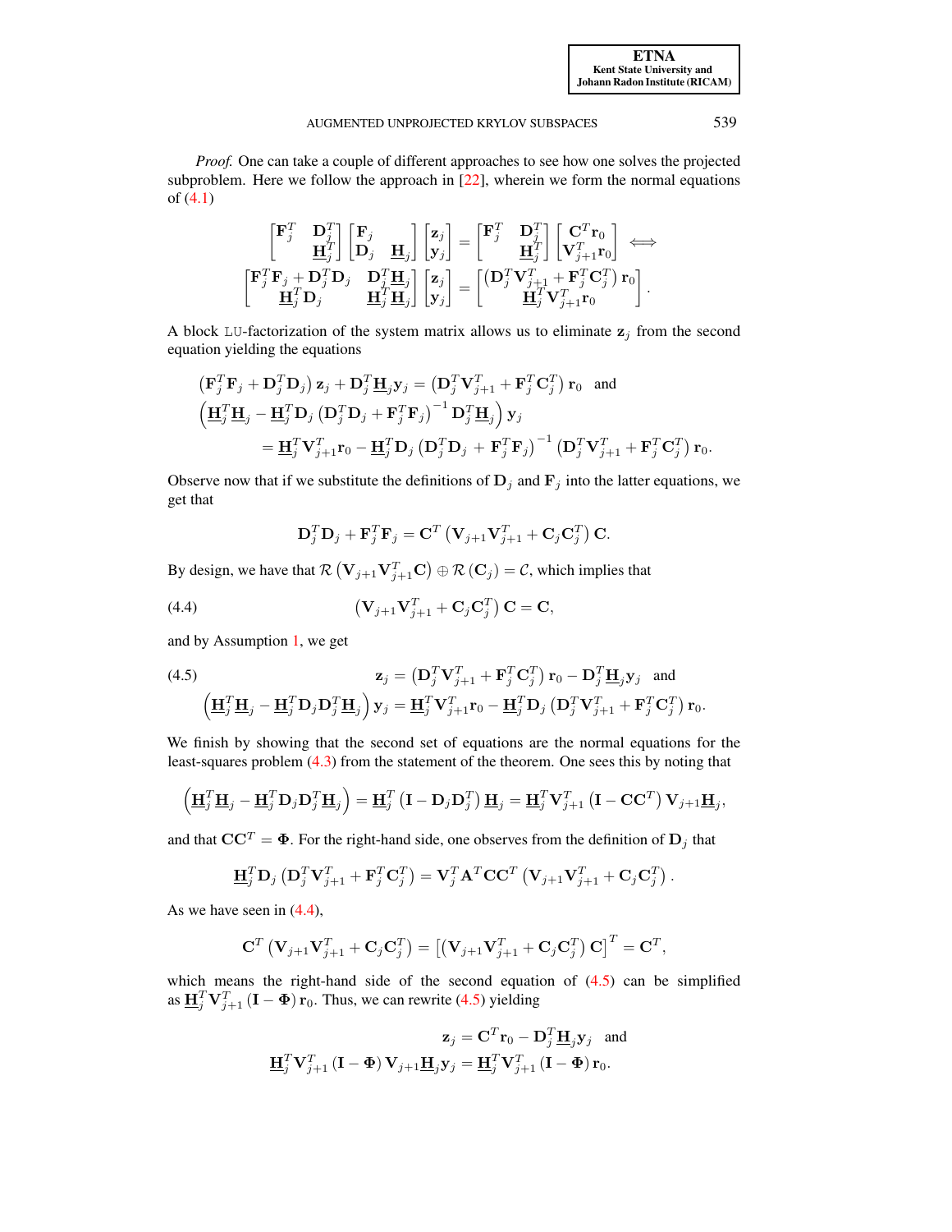*Proof.* One can take a couple of different approaches to see how one solves the projected subproblem. Here we follow the approach in [22], wherein we form the normal equations of (4.1)

$$\begin{bmatrix} \mathbf{F}_j^T & \mathbf{D}_j^T \\ & \underline{\mathbf{H}}_j^T \end{bmatrix} \begin{bmatrix} \mathbf{F}_j & \\ \mathbf{D}_j & \underline{\mathbf{H}}_j \end{bmatrix} \begin{bmatrix} \mathbf{z}_j \\ \mathbf{y}_j \end{bmatrix} = \begin{bmatrix} \mathbf{F}_j^T & \mathbf{D}_j^T \\ & \underline{\mathbf{H}}_j^T \end{bmatrix} \begin{bmatrix} \mathbf{C}^T \mathbf{r}_0 \\ \mathbf{V}_{j+1}^T \mathbf{r}_0 \end{bmatrix} \iff$$
$$\begin{bmatrix} \mathbf{F}_j^T \mathbf{F}_j + \mathbf{D}_j^T \mathbf{D}_j & \mathbf{D}_j^T \underline{\mathbf{H}}_j \\ \underline{\mathbf{H}}_j^T \mathbf{D}_j & \underline{\mathbf{H}}_j^T \underline{\mathbf{H}}_j \end{bmatrix} \begin{bmatrix} \mathbf{z}_j \\ \mathbf{y}_j \end{bmatrix} = \begin{bmatrix} \left(\mathbf{D}_j^T \mathbf{V}_{j+1}^T + \mathbf{F}_j^T \mathbf{C}_j^T\right) \mathbf{r}_0 \\ \underline{\mathbf{H}}_j^T \mathbf{V}_{j+1}^T \mathbf{r}_0 \end{bmatrix}.$$

A block LU-factorization of the system matrix allows us to eliminate $\mathbf{z}_j$ from the second equation yielding the equations

$$\begin{aligned}
&\left(\mathbf{F}_j^T \mathbf{F}_j + \mathbf{D}_j^T \mathbf{D}_j\right) \mathbf{z}_j + \mathbf{D}_j^T \underline{\mathbf{H}}_j \mathbf{y}_j = \left(\mathbf{D}_j^T \mathbf{V}_{j+1}^T + \mathbf{F}_j^T \mathbf{C}_j^T\right) \mathbf{r}_0 \quad \text{and} \\
&\left(\underline{\mathbf{H}}_j^T \underline{\mathbf{H}}_j - \underline{\mathbf{H}}_j^T \mathbf{D}_j \left(\mathbf{D}_j^T \mathbf{D}_j + \mathbf{F}_j^T \mathbf{F}_j\right)^{-1} \mathbf{D}_j^T \underline{\mathbf{H}}_j\right) \mathbf{y}_j \\
&\qquad = \underline{\mathbf{H}}_j^T \mathbf{V}_{j+1}^T \mathbf{r}_0 - \underline{\mathbf{H}}_j^T \mathbf{D}_j \left(\mathbf{D}_j^T \mathbf{D}_j + \mathbf{F}_j^T \mathbf{F}_j\right)^{-1} \left(\mathbf{D}_j^T \mathbf{V}_{j+1}^T + \mathbf{F}_j^T \mathbf{C}_j^T\right) \mathbf{r}_0.
\end{aligned}$$

Observe now that if we substitute the definitions of $\mathbf{D}_j$ and $\mathbf{F}_j$ into the latter equations, we get that

$$\mathbf{D}_j^T \mathbf{D}_j + \mathbf{F}_j^T \mathbf{F}_j = \mathbf{C}^T \left(\mathbf{V}_{j+1} \mathbf{V}_{j+1}^T + \mathbf{C}_j \mathbf{C}_j^T\right) \mathbf{C}.$$

By design, we have that $\mathcal{R}\left(\mathbf{V}_{j+1} \mathbf{V}_{j+1}^T \mathbf{C}\right) \oplus \mathcal{R}\left(\mathbf{C}_j\right) = \mathcal{C}$, which implies that

$$\left(\mathbf{V}_{j+1} \mathbf{V}_{j+1}^T + \mathbf{C}_j \mathbf{C}_j^T\right) \mathbf{C} = \mathbf{C}, \tag{4.4}$$

and by Assumption 1, we get

$$\begin{aligned}
\mathbf{z}_j &= \left(\mathbf{D}_j^T \mathbf{V}_{j+1}^T + \mathbf{F}_j^T \mathbf{C}_j^T\right) \mathbf{r}_0 - \mathbf{D}_j^T \underline{\mathbf{H}}_j \mathbf{y}_j \quad \text{and} \\
\left(\underline{\mathbf{H}}_j^T \underline{\mathbf{H}}_j - \underline{\mathbf{H}}_j^T \mathbf{D}_j \mathbf{D}_j^T \underline{\mathbf{H}}_j\right) \mathbf{y}_j &= \underline{\mathbf{H}}_j^T \mathbf{V}_{j+1}^T \mathbf{r}_0 - \underline{\mathbf{H}}_j^T \mathbf{D}_j \left(\mathbf{D}_j^T \mathbf{V}_{j+1}^T + \mathbf{F}_j^T \mathbf{C}_j^T\right) \mathbf{r}_0.
\end{aligned} \tag{4.5}$$

We finish by showing that the second set of equations are the normal equations for the least-squares problem (4.3) from the statement of the theorem. One sees this by noting that

$$\left(\underline{\mathbf{H}}_j^T \underline{\mathbf{H}}_j - \underline{\mathbf{H}}_j^T \mathbf{D}_j \mathbf{D}_j^T \underline{\mathbf{H}}_j\right) = \underline{\mathbf{H}}_j^T \left(\mathbf{I} - \mathbf{D}_j \mathbf{D}_j^T\right) \underline{\mathbf{H}}_j = \underline{\mathbf{H}}_j^T \mathbf{V}_{j+1}^T \left(\mathbf{I} - \mathbf{C}\mathbf{C}^T\right) \mathbf{V}_{j+1} \underline{\mathbf{H}}_j,$$

and that $\mathbf{C}\mathbf{C}^T = \mathbf{\Phi}$. For the right-hand side, one observes from the definition of $\mathbf{D}_j$ that

$$\underline{\mathbf{H}}_j^T \mathbf{D}_j \left(\mathbf{D}_j^T \mathbf{V}_{j+1}^T + \mathbf{F}_j^T \mathbf{C}_j^T\right) = \mathbf{V}_j^T \mathbf{A}^T \mathbf{C}\mathbf{C}^T \left(\mathbf{V}_{j+1} \mathbf{V}_{j+1}^T + \mathbf{C}_j \mathbf{C}_j^T\right).$$

As we have seen in (4.4),

$$\mathbf{C}^T \left(\mathbf{V}_{j+1} \mathbf{V}_{j+1}^T + \mathbf{C}_j \mathbf{C}_j^T\right) = \left[\left(\mathbf{V}_{j+1} \mathbf{V}_{j+1}^T + \mathbf{C}_j \mathbf{C}_j^T\right) \mathbf{C}\right]^T = \mathbf{C}^T,$$

which means the right-hand side of the second equation of (4.5) can be simplified as $\underline{\mathbf{H}}_j^T \mathbf{V}_{j+1}^T \left(\mathbf{I} - \mathbf{\Phi}\right) \mathbf{r}_0$. Thus, we can rewrite (4.5) yielding

$$\begin{aligned}
\mathbf{z}_j &= \mathbf{C}^T \mathbf{r}_0 - \mathbf{D}_j^T \underline{\mathbf{H}}_j \mathbf{y}_j \quad \text{and} \\
\underline{\mathbf{H}}_j^T \mathbf{V}_{j+1}^T \left(\mathbf{I} - \mathbf{\Phi}\right) \mathbf{V}_{j+1} \underline{\mathbf{H}}_j \mathbf{y}_j &= \underline{\mathbf{H}}_j^T \mathbf{V}_{j+1}^T \left(\mathbf{I} - \mathbf{\Phi}\right) \mathbf{r}_0.
\end{aligned}$$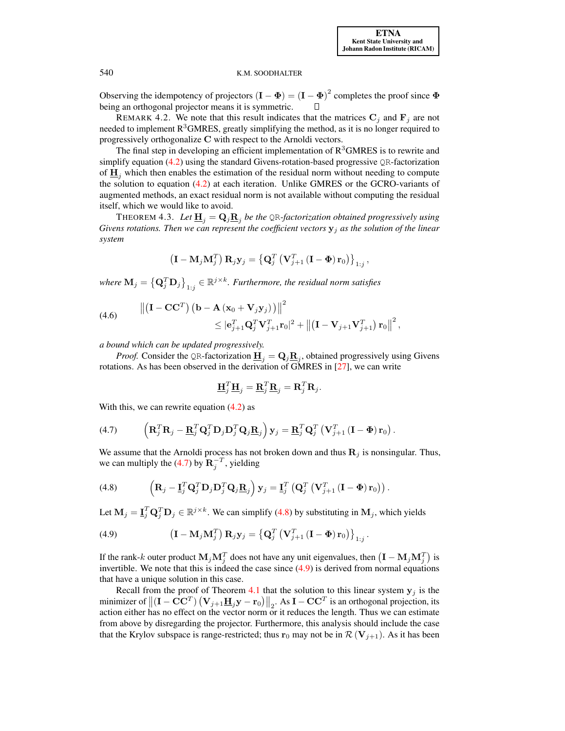Observing the idempotency of projectors $(\mathbf{I} - \boldsymbol{\Phi}) = (\mathbf{I} - \boldsymbol{\Phi})^2$ completes the proof since $\boldsymbol{\Phi}$ being an orthogonal projector means it is symmetric. □

REMARK 4.2. We note that this result indicates that the matrices $\mathbf{C}_j$ and $\mathbf{F}_j$ are not needed to implement R$^3$GMRES, greatly simplifying the method, as it is no longer required to progressively orthogonalize $\mathbf{C}$ with respect to the Arnoldi vectors.

The final step in developing an efficient implementation of R$^3$GMRES is to rewrite and simplify equation (4.2) using the standard Givens-rotation-based progressive QR-factorization of $\underline{\mathbf{H}}_j$ which then enables the estimation of the residual norm without needing to compute the solution to equation (4.2) at each iteration. Unlike GMRES or the GCRO-variants of augmented methods, an exact residual norm is not available without computing the residual itself, which we would like to avoid.

THEOREM 4.3. *Let $\underline{\mathbf{H}}_j = \mathbf{Q}_j\underline{\mathbf{R}}_j$ be the QR-factorization obtained progressively using Givens rotations. Then we can represent the coefficient vectors $\mathbf{y}_j$ as the solution of the linear system*

$$\left(\mathbf{I} - \mathbf{M}_j\mathbf{M}_j^T\right)\mathbf{R}_j\mathbf{y}_j = \left\{\mathbf{Q}_j^T\left(\mathbf{V}_{j+1}^T\left(\mathbf{I} - \boldsymbol{\Phi}\right)\mathbf{r}_0\right)\right\}_{1:j},$$

*where $\mathbf{M}_j = \left\{\mathbf{Q}_j^T\mathbf{D}_j\right\}_{1:j} \in \mathbb{R}^{j\times k}$. Furthermore, the residual norm satisfies*

$$\left\|\left(\mathbf{I} - \mathbf{C}\mathbf{C}^T\right)\left(\mathbf{b} - \mathbf{A}\left(\mathbf{x}_0 + \mathbf{V}_j\mathbf{y}_j\right)\right)\right\|^2 \leq \left|\mathbf{e}_{j+1}^T\mathbf{Q}_j^T\mathbf{V}_{j+1}^T\mathbf{r}_0\right|^2 + \left\|\left(\mathbf{I} - \mathbf{V}_{j+1}\mathbf{V}_{j+1}^T\right)\mathbf{r}_0\right\|^2, \tag{4.6}$$

*a bound which can be updated progressively.*

*Proof.* Consider the QR-factorization $\underline{\mathbf{H}}_j = \mathbf{Q}_j\underline{\mathbf{R}}_j$, obtained progressively using Givens rotations. As has been observed in the derivation of GMRES in [27], we can write

$$\underline{\mathbf{H}}_j^T\underline{\mathbf{H}}_j = \underline{\mathbf{R}}_j^T\underline{\mathbf{R}}_j = \mathbf{R}_j^T\mathbf{R}_j.$$

With this, we can rewrite equation (4.2) as

$$\left(\mathbf{R}_j^T\mathbf{R}_j - \underline{\mathbf{R}}_j^T\mathbf{Q}_j^T\mathbf{D}_j\mathbf{D}_j^T\mathbf{Q}_j\underline{\mathbf{R}}_j\right)\mathbf{y}_j = \underline{\mathbf{R}}_j^T\mathbf{Q}_j^T\left(\mathbf{V}_{j+1}^T\left(\mathbf{I} - \boldsymbol{\Phi}\right)\mathbf{r}_0\right). \tag{4.7}$$

We assume that the Arnoldi process has not broken down and thus $\mathbf{R}_j$ is nonsingular. Thus, we can multiply the (4.7) by $\mathbf{R}_j^{-T}$, yielding

$$\left(\mathbf{R}_j - \underline{\mathbf{I}}_j^T\mathbf{Q}_j^T\mathbf{D}_j\mathbf{D}_j^T\mathbf{Q}_j\underline{\mathbf{R}}_j\right)\mathbf{y}_j = \underline{\mathbf{I}}_j^T\left(\mathbf{Q}_j^T\left(\mathbf{V}_{j+1}^T\left(\mathbf{I} - \boldsymbol{\Phi}\right)\mathbf{r}_0\right)\right). \tag{4.8}$$

Let $\mathbf{M}_j = \underline{\mathbf{I}}_j^T\mathbf{Q}_j^T\mathbf{D}_j \in \mathbb{R}^{j\times k}$. We can simplify (4.8) by substituting in $\mathbf{M}_j$, which yields

$$\left(\mathbf{I} - \mathbf{M}_j\mathbf{M}_j^T\right)\mathbf{R}_j\mathbf{y}_j = \left\{\mathbf{Q}_j^T\left(\mathbf{V}_{j+1}^T\left(\mathbf{I} - \boldsymbol{\Phi}\right)\mathbf{r}_0\right)\right\}_{1:j}. \tag{4.9}$$

If the rank-$k$ outer product $\mathbf{M}_j\mathbf{M}_j^T$ does not have any unit eigenvalues, then $\left(\mathbf{I} - \mathbf{M}_j\mathbf{M}_j^T\right)$ is invertible. We note that this is indeed the case since (4.9) is derived from normal equations that have a unique solution in this case.

Recall from the proof of Theorem 4.1 that the solution to this linear system $\mathbf{y}_j$ is the minimizer of $\left\|\left(\mathbf{I} - \mathbf{C}\mathbf{C}^T\right)\left(\mathbf{V}_{j+1}\underline{\mathbf{H}}_j\mathbf{y} - \mathbf{r}_0\right)\right\|_2$. As $\mathbf{I} - \mathbf{C}\mathbf{C}^T$ is an orthogonal projection, its action either has no effect on the vector norm or it reduces the length. Thus we can estimate from above by disregarding the projector. Furthermore, this analysis should include the case that the Krylov subspace is range-restricted; thus $\mathbf{r}_0$ may not be in $\mathcal{R}\left(\mathbf{V}_{j+1}\right)$. As it has been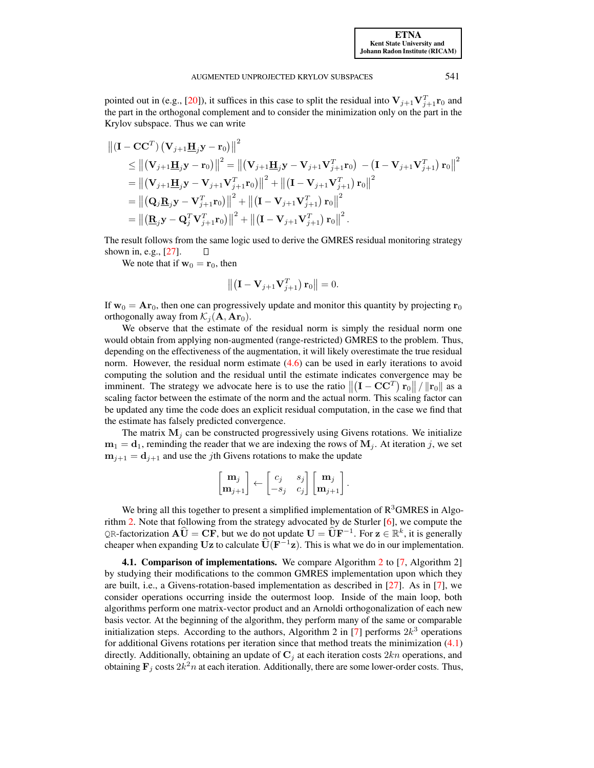pointed out in (e.g., [20]), it suffices in this case to split the residual into $\mathbf{V}_{j+1}\mathbf{V}_{j+1}^T\mathbf{r}_0$ and the part in the orthogonal complement and to consider the minimization only on the part in the Krylov subspace. Thus we can write

$$
\begin{aligned}
&\left\|\left(\mathbf{I}-\mathbf{C}\mathbf{C}^T\right)\left(\mathbf{V}_{j+1}\underline{\mathbf{H}}_j\mathbf{y}-\mathbf{r}_0\right)\right\|^2 \\
&\quad\le \left\|\left(\mathbf{V}_{j+1}\underline{\mathbf{H}}_j\mathbf{y}-\mathbf{r}_0\right)\right\|^2 = \left\|\left(\mathbf{V}_{j+1}\underline{\mathbf{H}}_j\mathbf{y}-\mathbf{V}_{j+1}\mathbf{V}_{j+1}^T\mathbf{r}_0\right) - \left(\mathbf{I}-\mathbf{V}_{j+1}\mathbf{V}_{j+1}^T\right)\mathbf{r}_0\right\|^2 \\
&\quad= \left\|\left(\mathbf{V}_{j+1}\underline{\mathbf{H}}_j\mathbf{y}-\mathbf{V}_{j+1}\mathbf{V}_{j+1}^T\mathbf{r}_0\right)\right\|^2 + \left\|\left(\mathbf{I}-\mathbf{V}_{j+1}\mathbf{V}_{j+1}^T\right)\mathbf{r}_0\right\|^2 \\
&\quad= \left\|\left(\mathbf{Q}_j\underline{\mathbf{R}}_j\mathbf{y}-\mathbf{V}_{j+1}^T\mathbf{r}_0\right)\right\|^2 + \left\|\left(\mathbf{I}-\mathbf{V}_{j+1}\mathbf{V}_{j+1}^T\right)\mathbf{r}_0\right\|^2 \\
&\quad= \left\|\left(\underline{\mathbf{R}}_j\mathbf{y}-\mathbf{Q}_j^T\mathbf{V}_{j+1}^T\mathbf{r}_0\right)\right\|^2 + \left\|\left(\mathbf{I}-\mathbf{V}_{j+1}\mathbf{V}_{j+1}^T\right)\mathbf{r}_0\right\|^2.
\end{aligned}
$$

The result follows from the same logic used to derive the GMRES residual monitoring strategy shown in, e.g., [27]. □

We note that if $\mathbf{w}_0 = \mathbf{r}_0$, then

$$\left\|\left(\mathbf{I}-\mathbf{V}_{j+1}\mathbf{V}_{j+1}^T\right)\mathbf{r}_0\right\| = 0.$$

If $\mathbf{w}_0 = \mathbf{A}\mathbf{r}_0$, then one can progressively update and monitor this quantity by projecting $\mathbf{r}_0$ orthogonally away from $\mathcal{K}_j(\mathbf{A},\mathbf{A}\mathbf{r}_0)$.

We observe that the estimate of the residual norm is simply the residual norm one would obtain from applying non-augmented (range-restricted) GMRES to the problem. Thus, depending on the effectiveness of the augmentation, it will likely overestimate the true residual norm. However, the residual norm estimate (4.6) can be used in early iterations to avoid computing the solution and the residual until the estimate indicates convergence may be imminent. The strategy we advocate here is to use the ratio $\left\|\left(\mathbf{I}-\mathbf{C}\mathbf{C}^T\right)\mathbf{r}_0\right\| / \left\|\mathbf{r}_0\right\|$ as a scaling factor between the estimate of the norm and the actual norm. This scaling factor can be updated any time the code does an explicit residual computation, in the case we find that the estimate has falsely predicted convergence.

The matrix $\mathbf{M}_j$ can be constructed progressively using Givens rotations. We initialize $\mathbf{m}_1 = \mathbf{d}_1$, reminding the reader that we are indexing the rows of $\mathbf{M}_j$. At iteration $j$, we set $\mathbf{m}_{j+1} = \mathbf{d}_{j+1}$ and use the $j$th Givens rotations to make the update

$$\begin{bmatrix}\mathbf{m}_j\\ \mathbf{m}_{j+1}\end{bmatrix} \leftarrow \begin{bmatrix} c_j & s_j\\ -s_j & c_j\end{bmatrix}\begin{bmatrix}\mathbf{m}_j\\ \mathbf{m}_{j+1}\end{bmatrix}.$$

We bring all this together to present a simplified implementation of R$^3$GMRES in Algorithm 2. Note that following from the strategy advocated by de Sturler [6], we compute the QR-factorization $\mathbf{A}\widehat{\mathbf{U}} = \mathbf{C}\mathbf{F}$, but we do not update $\mathbf{U} = \widehat{\mathbf{U}}\mathbf{F}^{-1}$. For $\mathbf{z}\in\mathbb{R}^k$, it is generally cheaper when expanding $\mathbf{U}\mathbf{z}$ to calculate $\widehat{\mathbf{U}}(\mathbf{F}^{-1}\mathbf{z})$. This is what we do in our implementation.

**4.1. Comparison of implementations.** We compare Algorithm 2 to [7, Algorithm 2] by studying their modifications to the common GMRES implementation upon which they are built, i.e., a Givens-rotation-based implementation as described in [27]. As in [7], we consider operations occurring inside the outermost loop. Inside of the main loop, both algorithms perform one matrix-vector product and an Arnoldi orthogonalization of each new basis vector. At the beginning of the algorithm, they perform many of the same or comparable initialization steps. According to the authors, Algorithm 2 in [7] performs $2k^3$ operations for additional Givens rotations per iteration since that method treats the minimization (4.1) directly. Additionally, obtaining an update of $\mathbf{C}_j$ at each iteration costs $2kn$ operations, and obtaining $\mathbf{F}_j$ costs $2k^2n$ at each iteration. Additionally, there are some lower-order costs. Thus,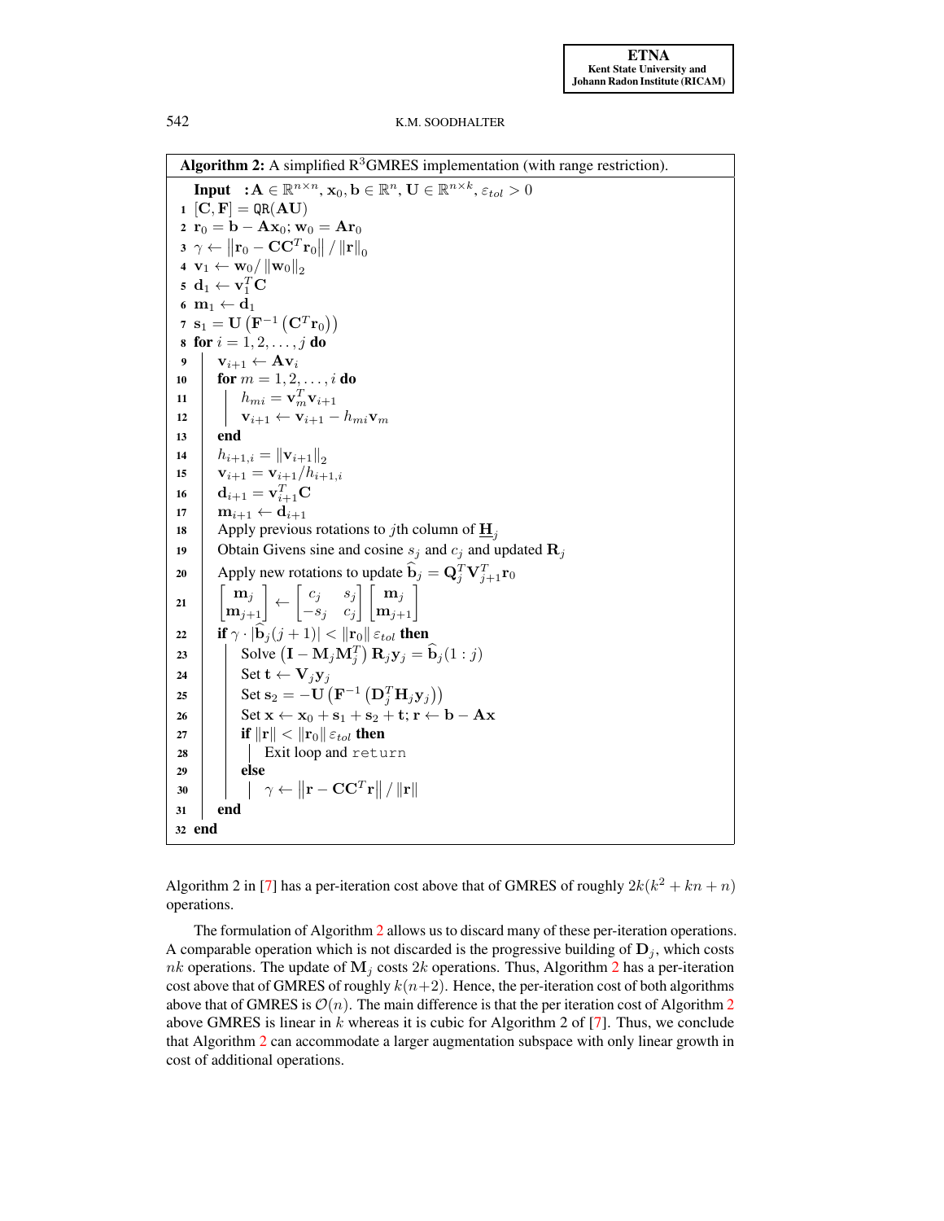**Algorithm 2:** A simplified R$^3$GMRES implementation (with range restriction).

```
   Input  : A ∈ ℝ^{n×n}, x_0, b ∈ ℝ^n, U ∈ ℝ^{n×k}, ε_tol > 0
 1 [C, F] = QR(AU)
 2 r_0 = b − A x_0; w_0 = A r_0
 3 γ ← ‖r_0 − C C^T r_0‖ / ‖r‖_0
 4 v_1 ← w_0 / ‖w_0‖_2
 5 d_1 ← v_1^T C
 6 m_1 ← d_1
 7 s_1 = U (F^{-1} (C^T r_0))
 8 for i = 1, 2, ..., j do
 9     v_{i+1} ← A v_i
10     for m = 1, 2, ..., i do
11         h_{mi} = v_m^T v_{i+1}
12         v_{i+1} ← v_{i+1} − h_{mi} v_m
13     end
14     h_{i+1,i} = ‖v_{i+1}‖_2
15     v_{i+1} = v_{i+1} / h_{i+1,i}
16     d_{i+1} = v_{i+1}^T C
17     m_{i+1} ← d_{i+1}
18     Apply previous rotations to jth column of H̲_j
19     Obtain Givens sine and cosine s_j and c_j and updated R_j
20     Apply new rotations to update b̂_j = Q_j^T V_{j+1}^T r_0
21     [m_j; m_{j+1}] ← [c_j  s_j; −s_j  c_j] [m_j; m_{j+1}]
22     if γ · |b̂_j(j+1)| < ‖r_0‖ ε_tol then
23         Solve (I − M_j M_j^T) R_j y_j = b̂_j(1 : j)
24         Set t ← V_j y_j
25         Set s_2 = −U (F^{-1} (D_j^T H_j y_j))
26         Set x ← x_0 + s_1 + s_2 + t; r ← b − A x
27         if ‖r‖ < ‖r_0‖ ε_tol then
28             Exit loop and return
29         else
30             γ ← ‖r − C C^T r‖ / ‖r‖
31     end
32 end
```

Algorithm 2 in [7] has a per-iteration cost above that of GMRES of roughly $2k(k^2 + kn + n)$ operations.

The formulation of Algorithm 2 allows us to discard many of these per-iteration operations. A comparable operation which is not discarded is the progressive building of $\mathbf{D}_j$, which costs $nk$ operations. The update of $\mathbf{M}_j$ costs $2k$ operations. Thus, Algorithm 2 has a per-iteration cost above that of GMRES of roughly $k(n+2)$. Hence, the per-iteration cost of both algorithms above that of GMRES is $\mathcal{O}(n)$. The main difference is that the per iteration cost of Algorithm 2 above GMRES is linear in $k$ whereas it is cubic for Algorithm 2 of [7]. Thus, we conclude that Algorithm 2 can accommodate a larger augmentation subspace with only linear growth in cost of additional operations.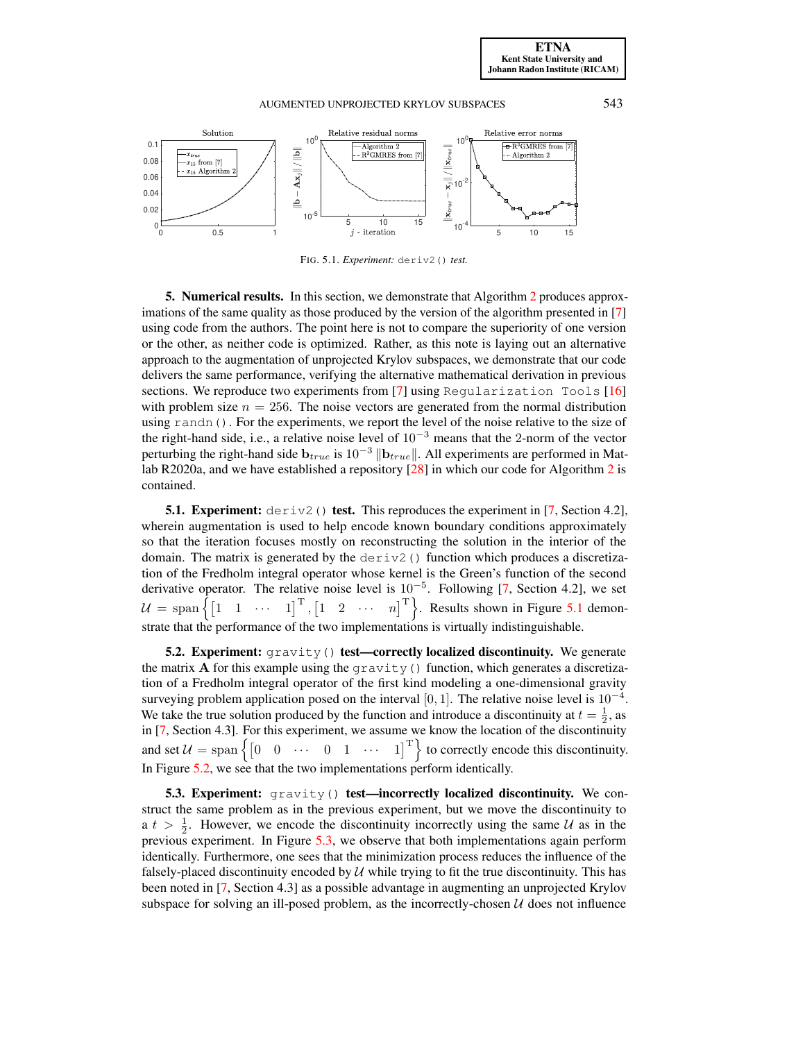FIG. 5.1. *Experiment:* `deriv2()` *test.*

**5. Numerical results.** In this section, we demonstrate that Algorithm 2 produces approximations of the same quality as those produced by the version of the algorithm presented in [7] using code from the authors. The point here is not to compare the superiority of one version or the other, as neither code is optimized. Rather, as this note is laying out an alternative approach to the augmentation of unprojected Krylov subspaces, we demonstrate that our code delivers the same performance, verifying the alternative mathematical derivation in previous sections. We reproduce two experiments from [7] using `Regularization Tools` [16] with problem size $n = 256$. The noise vectors are generated from the normal distribution using `randn()`. For the experiments, we report the level of the noise relative to the size of the right-hand side, i.e., a relative noise level of $10^{-3}$ means that the 2-norm of the vector perturbing the right-hand side $\mathbf{b}_{true}$ is $10^{-3} \|\mathbf{b}_{true}\|$. All experiments are performed in Matlab R2020a, and we have established a repository [28] in which our code for Algorithm 2 is contained.

**5.1. Experiment:** `deriv2()` **test.** This reproduces the experiment in [7, Section 4.2], wherein augmentation is used to help encode known boundary conditions approximately so that the iteration focuses mostly on reconstructing the solution in the interior of the domain. The matrix is generated by the `deriv2()` function which produces a discretization of the Fredholm integral operator whose kernel is the Green's function of the second derivative operator. The relative noise level is $10^{-5}$. Following [7, Section 4.2], we set $\mathcal{U} = \operatorname{span}\left\{\begin{bmatrix}1 & 1 & \cdots & 1\end{bmatrix}^{\mathrm{T}}, \begin{bmatrix}1 & 2 & \cdots & n\end{bmatrix}^{\mathrm{T}}\right\}$. Results shown in Figure 5.1 demonstrate that the performance of the two implementations is virtually indistinguishable.

**5.2. Experiment:** `gravity()` **test—correctly localized discontinuity.** We generate the matrix $\mathbf{A}$ for this example using the `gravity()` function, which generates a discretization of a Fredholm integral operator of the first kind modeling a one-dimensional gravity surveying problem application posed on the interval $[0, 1]$. The relative noise level is $10^{-4}$. We take the true solution produced by the function and introduce a discontinuity at $t = \frac{1}{2}$, as in [7, Section 4.3]. For this experiment, we assume we know the location of the discontinuity and set $\mathcal{U} = \operatorname{span}\left\{\begin{bmatrix}0 & 0 & \cdots & 0 & 1 & \cdots & 1\end{bmatrix}^{\mathrm{T}}\right\}$ to correctly encode this discontinuity. In Figure 5.2, we see that the two implementations perform identically.

**5.3. Experiment:** `gravity()` **test—incorrectly localized discontinuity.** We construct the same problem as in the previous experiment, but we move the discontinuity to a $t > \frac{1}{2}$. However, we encode the discontinuity incorrectly using the same $\mathcal{U}$ as in the previous experiment. In Figure 5.3, we observe that both implementations again perform identically. Furthermore, one sees that the minimization process reduces the influence of the falsely-placed discontinuity encoded by $\mathcal{U}$ while trying to fit the true discontinuity. This has been noted in [7, Section 4.3] as a possible advantage in augmenting an unprojected Krylov subspace for solving an ill-posed problem, as the incorrectly-chosen $\mathcal{U}$ does not influence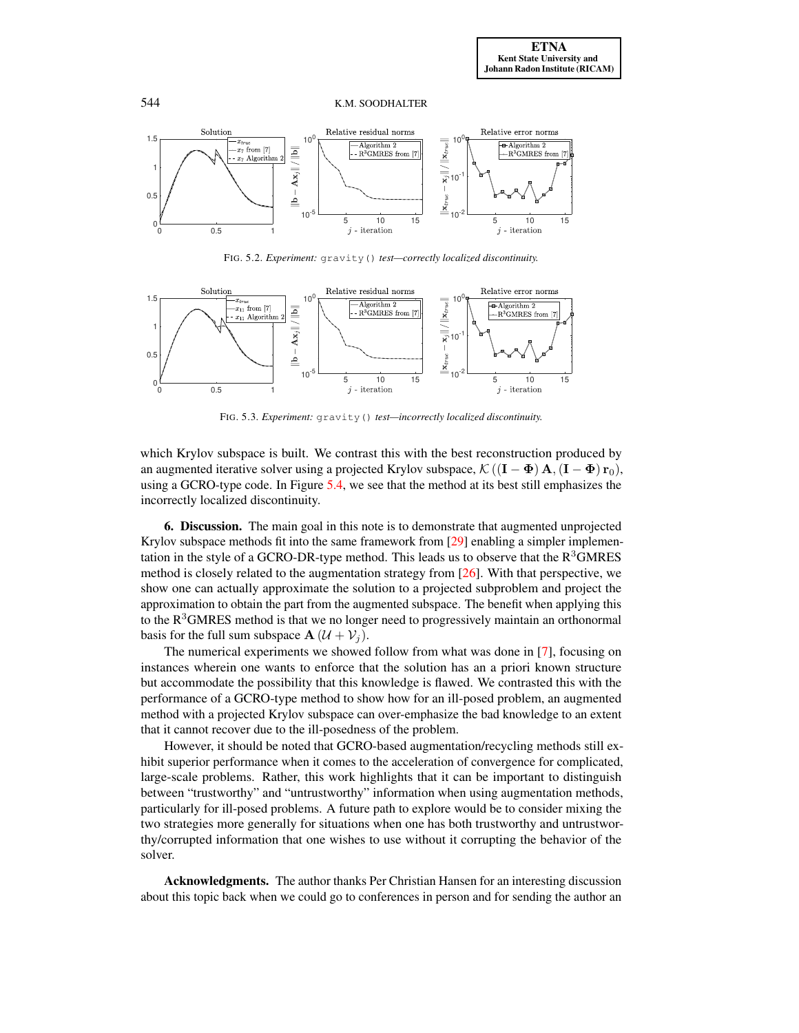FIG. 5.2. *Experiment:* `gravity()` *test—correctly localized discontinuity.*

FIG. 5.3. *Experiment:* `gravity()` *test—incorrectly localized discontinuity.*

which Krylov subspace is built. We contrast this with the best reconstruction produced by an augmented iterative solver using a projected Krylov subspace, $\mathcal{K}\left((\mathbf{I}-\mathbf{\Phi})\,\mathbf{A},(\mathbf{I}-\mathbf{\Phi})\,\mathbf{r}_0\right)$, using a GCRO-type code. In Figure 5.4, we see that the method at its best still emphasizes the incorrectly localized discontinuity.

**6. Discussion.** The main goal in this note is to demonstrate that augmented unprojected Krylov subspace methods fit into the same framework from [29] enabling a simpler implementation in the style of a GCRO-DR-type method. This leads us to observe that the R$^3$GMRES method is closely related to the augmentation strategy from [26]. With that perspective, we show one can actually approximate the solution to a projected subproblem and project the approximation to obtain the part from the augmented subspace. The benefit when applying this to the R$^3$GMRES method is that we no longer need to progressively maintain an orthonormal basis for the full sum subspace $\mathbf{A}\left(\mathcal{U}+\mathcal{V}_j\right)$.

The numerical experiments we showed follow from what was done in [7], focusing on instances wherein one wants to enforce that the solution has an a priori known structure but accommodate the possibility that this knowledge is flawed. We contrasted this with the performance of a GCRO-type method to show how for an ill-posed problem, an augmented method with a projected Krylov subspace can over-emphasize the bad knowledge to an extent that it cannot recover due to the ill-posedness of the problem.

However, it should be noted that GCRO-based augmentation/recycling methods still exhibit superior performance when it comes to the acceleration of convergence for complicated, large-scale problems. Rather, this work highlights that it can be important to distinguish between "trustworthy" and "untrustworthy" information when using augmentation methods, particularly for ill-posed problems. A future path to explore would be to consider mixing the two strategies more generally for situations when one has both trustworthy and untrustworthy/corrupted information that one wishes to use without it corrupting the behavior of the solver.

**Acknowledgments.** The author thanks Per Christian Hansen for an interesting discussion about this topic back when we could go to conferences in person and for sending the author an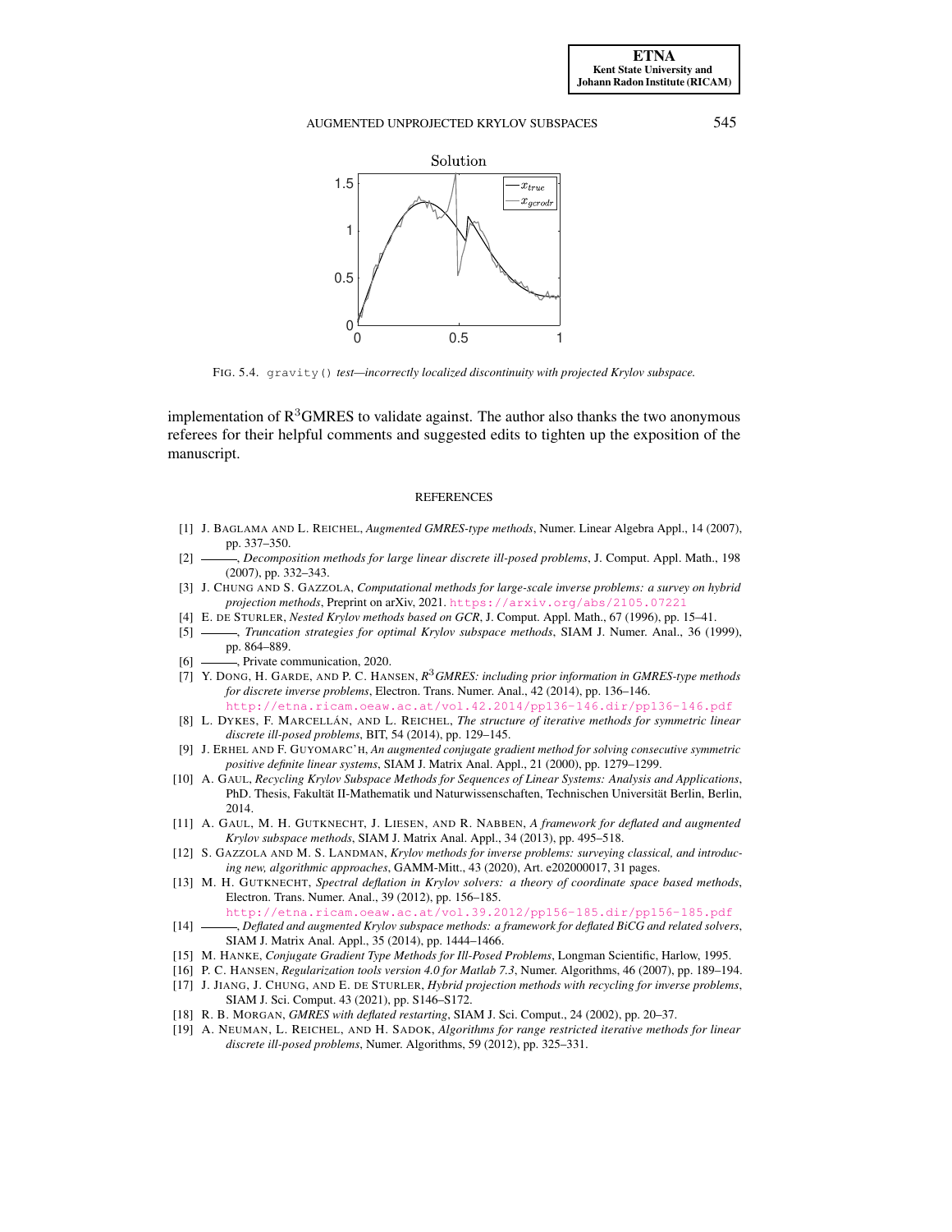FIG. 5.4. gravity() *test—incorrectly localized discontinuity with projected Krylov subspace.*

implementation of R$^3$GMRES to validate against. The author also thanks the two anonymous referees for their helpful comments and suggested edits to tighten up the exposition of the manuscript.

## REFERENCES

[1] J. BAGLAMA AND L. REICHEL, *Augmented GMRES-type methods*, Numer. Linear Algebra Appl., 14 (2007), pp. 337–350.

[2] ———, *Decomposition methods for large linear discrete ill-posed problems*, J. Comput. Appl. Math., 198 (2007), pp. 332–343.

[3] J. CHUNG AND S. GAZZOLA, *Computational methods for large-scale inverse problems: a survey on hybrid projection methods*, Preprint on arXiv, 2021. https://arxiv.org/abs/2105.07221

[4] E. DE STURLER, *Nested Krylov methods based on GCR*, J. Comput. Appl. Math., 67 (1996), pp. 15–41.

[5] ———, *Truncation strategies for optimal Krylov subspace methods*, SIAM J. Numer. Anal., 36 (1999), pp. 864–889.

[6] ———, Private communication, 2020.

[7] Y. DONG, H. GARDE, AND P. C. HANSEN, *R$^3$GMRES: including prior information in GMRES-type methods for discrete inverse problems*, Electron. Trans. Numer. Anal., 42 (2014), pp. 136–146. http://etna.ricam.oeaw.ac.at/vol.42.2014/pp136-146.dir/pp136-146.pdf

[8] L. DYKES, F. MARCELLÁN, AND L. REICHEL, *The structure of iterative methods for symmetric linear discrete ill-posed problems*, BIT, 54 (2014), pp. 129–145.

[9] J. ERHEL AND F. GUYOMARC'H, *An augmented conjugate gradient method for solving consecutive symmetric positive definite linear systems*, SIAM J. Matrix Anal. Appl., 21 (2000), pp. 1279–1299.

[10] A. GAUL, *Recycling Krylov Subspace Methods for Sequences of Linear Systems: Analysis and Applications*, PhD. Thesis, Fakultät II-Mathematik und Naturwissenschaften, Technischen Universität Berlin, Berlin, 2014.

[11] A. GAUL, M. H. GUTKNECHT, J. LIESEN, AND R. NABBEN, *A framework for deflated and augmented Krylov subspace methods*, SIAM J. Matrix Anal. Appl., 34 (2013), pp. 495–518.

[12] S. GAZZOLA AND M. S. LANDMAN, *Krylov methods for inverse problems: surveying classical, and introducing new, algorithmic approaches*, GAMM-Mitt., 43 (2020), Art. e202000017, 31 pages.

[13] M. H. GUTKNECHT, *Spectral deflation in Krylov solvers: a theory of coordinate space based methods*, Electron. Trans. Numer. Anal., 39 (2012), pp. 156–185. http://etna.ricam.oeaw.ac.at/vol.39.2012/pp156-185.dir/pp156-185.pdf

[14] ———, *Deflated and augmented Krylov subspace methods: a framework for deflated BiCG and related solvers*, SIAM J. Matrix Anal. Appl., 35 (2014), pp. 1444–1466.

[15] M. HANKE, *Conjugate Gradient Type Methods for Ill-Posed Problems*, Longman Scientific, Harlow, 1995.

[16] P. C. HANSEN, *Regularization tools version 4.0 for Matlab 7.3*, Numer. Algorithms, 46 (2007), pp. 189–194.

[17] J. JIANG, J. CHUNG, AND E. DE STURLER, *Hybrid projection methods with recycling for inverse problems*, SIAM J. Sci. Comput. 43 (2021), pp. S146–S172.

[18] R. B. MORGAN, *GMRES with deflated restarting*, SIAM J. Sci. Comput., 24 (2002), pp. 20–37.

[19] A. NEUMAN, L. REICHEL, AND H. SADOK, *Algorithms for range restricted iterative methods for linear discrete ill-posed problems*, Numer. Algorithms, 59 (2012), pp. 325–331.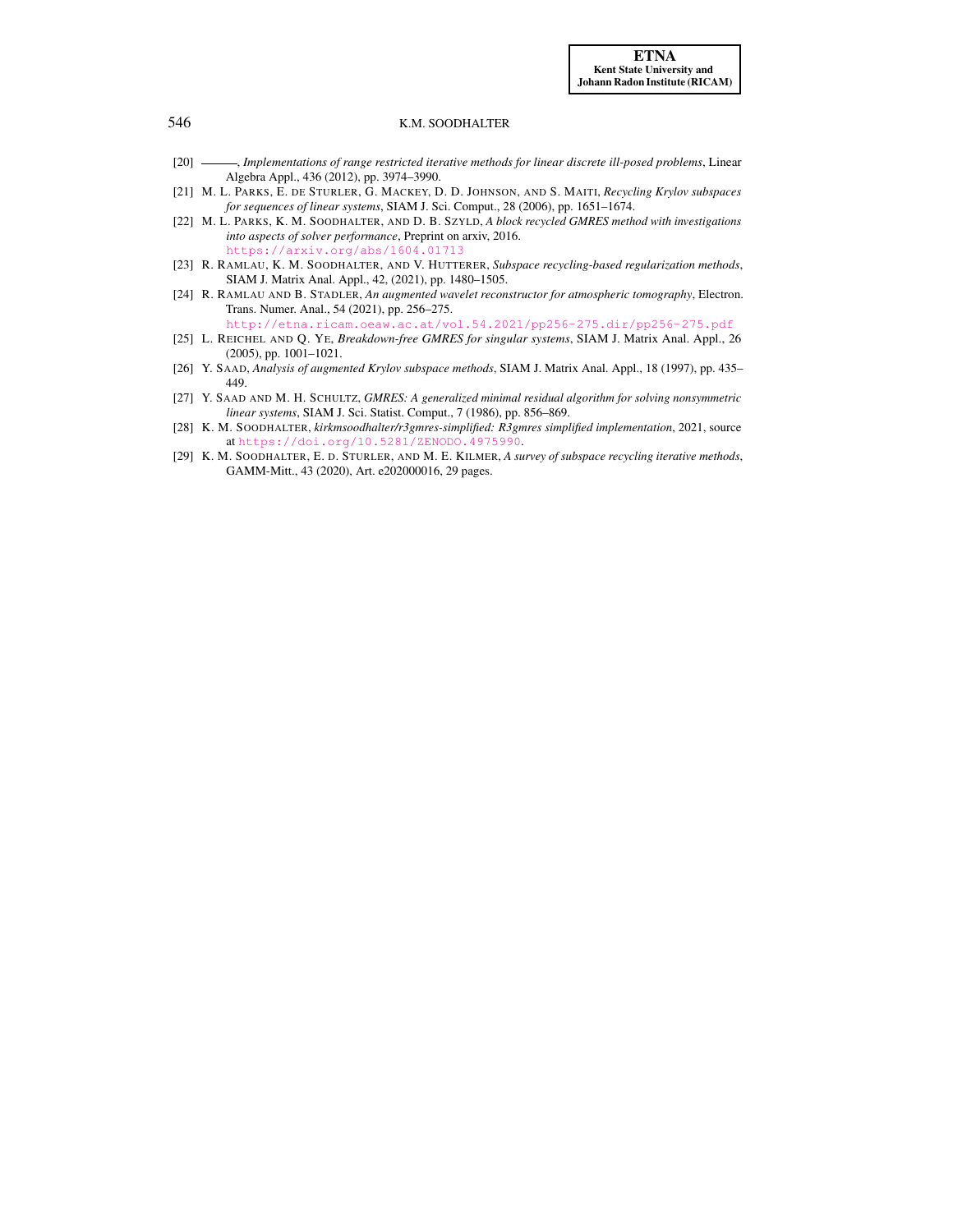[20] ———, *Implementations of range restricted iterative methods for linear discrete ill-posed problems*, Linear Algebra Appl., 436 (2012), pp. 3974–3990.

[21] M. L. Parks, E. de Sturler, G. Mackey, D. D. Johnson, and S. Maiti, *Recycling Krylov subspaces for sequences of linear systems*, SIAM J. Sci. Comput., 28 (2006), pp. 1651–1674.

[22] M. L. Parks, K. M. Soodhalter, and D. B. Szyld, *A block recycled GMRES method with investigations into aspects of solver performance*, Preprint on arxiv, 2016. https://arxiv.org/abs/1604.01713

[23] R. Ramlau, K. M. Soodhalter, and V. Hutterer, *Subspace recycling-based regularization methods*, SIAM J. Matrix Anal. Appl., 42, (2021), pp. 1480–1505.

[24] R. Ramlau and B. Stadler, *An augmented wavelet reconstructor for atmospheric tomography*, Electron. Trans. Numer. Anal., 54 (2021), pp. 256–275. http://etna.ricam.oeaw.ac.at/vol.54.2021/pp256-275.dir/pp256-275.pdf

[25] L. Reichel and Q. Ye, *Breakdown-free GMRES for singular systems*, SIAM J. Matrix Anal. Appl., 26 (2005), pp. 1001–1021.

[26] Y. Saad, *Analysis of augmented Krylov subspace methods*, SIAM J. Matrix Anal. Appl., 18 (1997), pp. 435–449.

[27] Y. Saad and M. H. Schultz, *GMRES: A generalized minimal residual algorithm for solving nonsymmetric linear systems*, SIAM J. Sci. Statist. Comput., 7 (1986), pp. 856–869.

[28] K. M. Soodhalter, *kirkmsoodhalter/r3gmres-simplified: R3gmres simplified implementation*, 2021, source at https://doi.org/10.5281/ZENODO.4975990.

[29] K. M. Soodhalter, E. de Sturler, and M. E. Kilmer, *A survey of subspace recycling iterative methods*, GAMM-Mitt., 43 (2020), Art. e202000016, 29 pages.